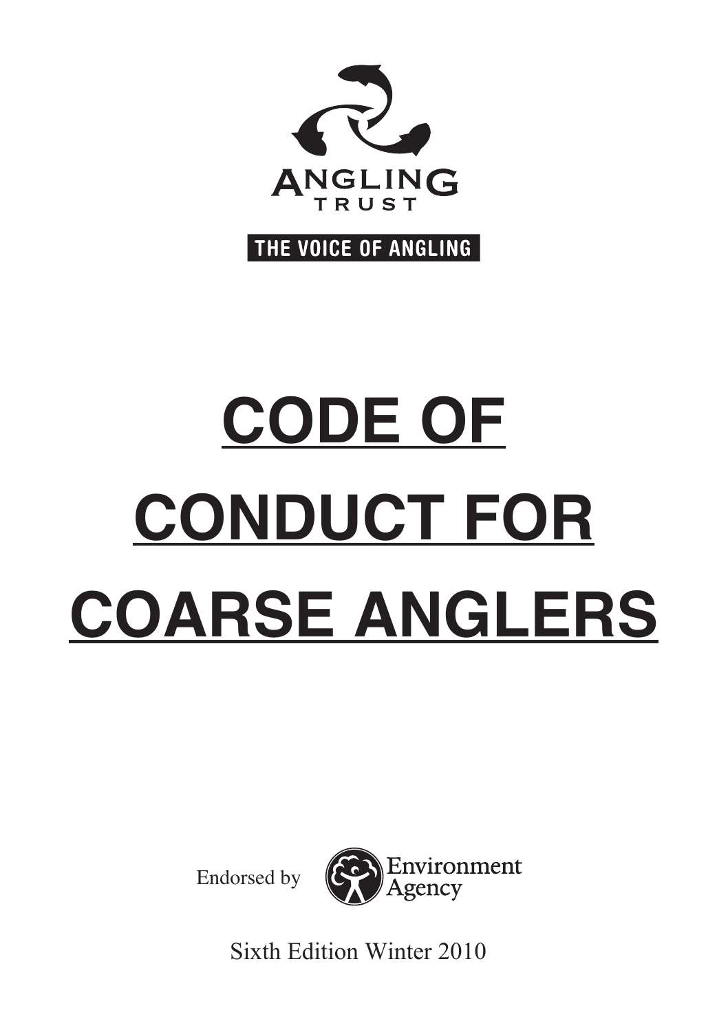ANGLING TRUST

THE VOICE OF ANGLING

# CODE OF CONDUCT FOR COARSE ANGLERS

Endorsed by Environment Agency

Sixth Edition Winter 2010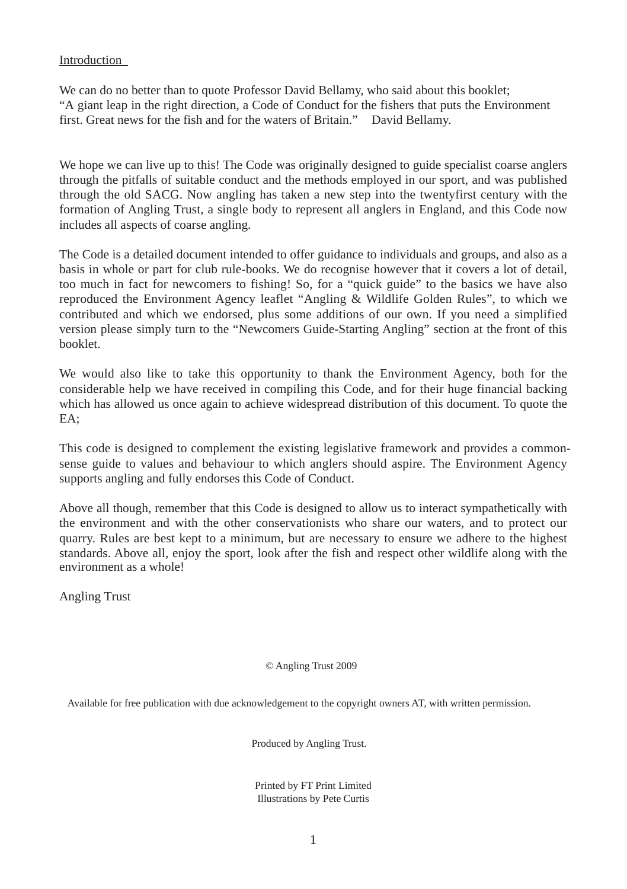## Introduction

We can do no better than to quote Professor David Bellamy, who said about this booklet;
"A giant leap in the right direction, a Code of Conduct for the fishers that puts the Environment first. Great news for the fish and for the waters of Britain." David Bellamy.

We hope we can live up to this! The Code was originally designed to guide specialist coarse anglers through the pitfalls of suitable conduct and the methods employed in our sport, and was published through the old SACG. Now angling has taken a new step into the twentyfirst century with the formation of Angling Trust, a single body to represent all anglers in England, and this Code now includes all aspects of coarse angling.

The Code is a detailed document intended to offer guidance to individuals and groups, and also as a basis in whole or part for club rule-books. We do recognise however that it covers a lot of detail, too much in fact for newcomers to fishing! So, for a "quick guide" to the basics we have also reproduced the Environment Agency leaflet "Angling & Wildlife Golden Rules", to which we contributed and which we endorsed, plus some additions of our own. If you need a simplified version please simply turn to the "Newcomers Guide-Starting Angling" section at the front of this booklet.

We would also like to take this opportunity to thank the Environment Agency, both for the considerable help we have received in compiling this Code, and for their huge financial backing which has allowed us once again to achieve widespread distribution of this document. To quote the EA;

This code is designed to complement the existing legislative framework and provides a common-sense guide to values and behaviour to which anglers should aspire. The Environment Agency supports angling and fully endorses this Code of Conduct.

Above all though, remember that this Code is designed to allow us to interact sympathetically with the environment and with the other conservationists who share our waters, and to protect our quarry. Rules are best kept to a minimum, but are necessary to ensure we adhere to the highest standards. Above all, enjoy the sport, look after the fish and respect other wildlife along with the environment as a whole!

Angling Trust

© Angling Trust 2009

Available for free publication with due acknowledgement to the copyright owners AT, with written permission.

Produced by Angling Trust.

Printed by FT Print Limited
Illustrations by Pete Curtis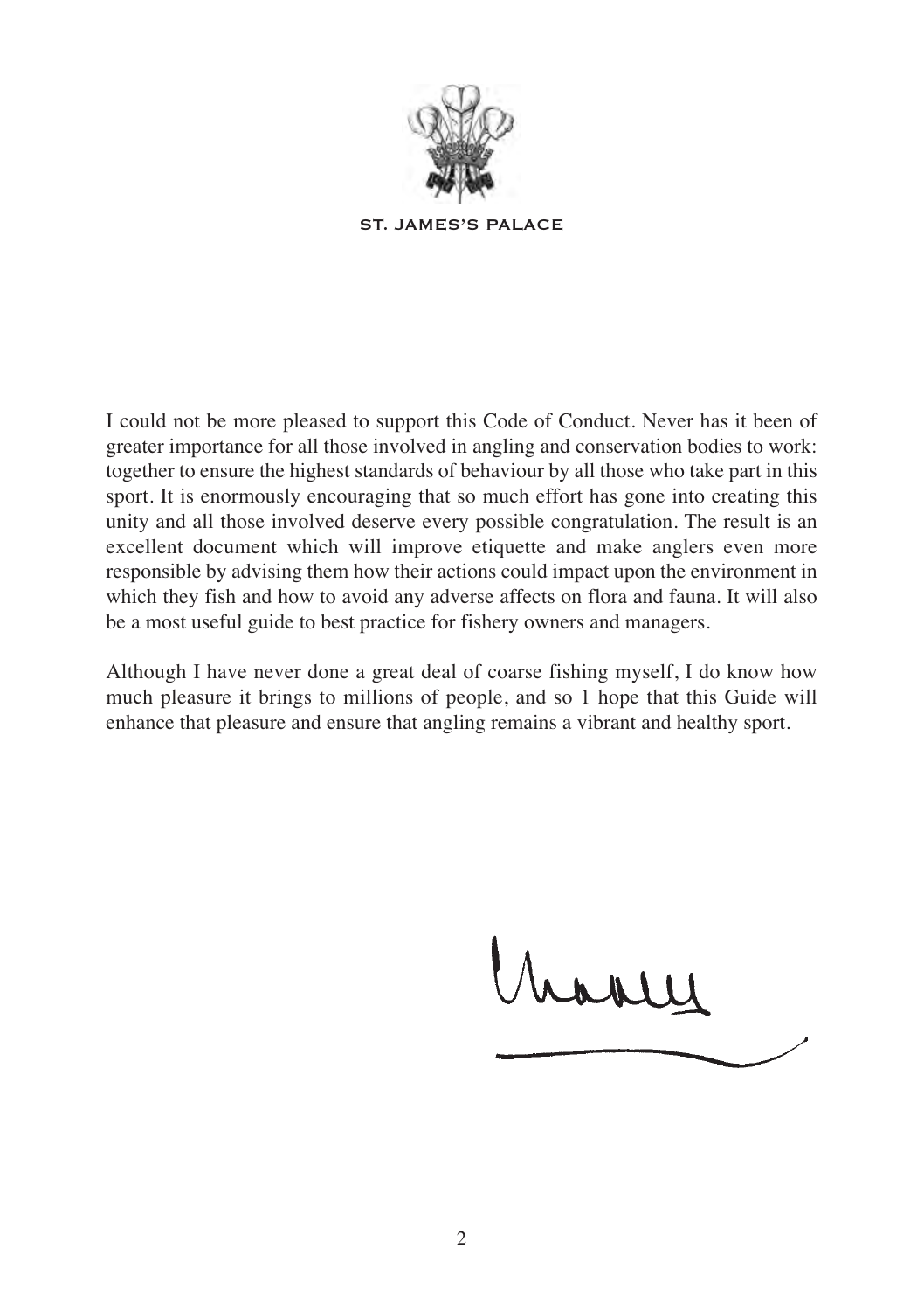ST. JAMES'S PALACE

I could not be more pleased to support this Code of Conduct. Never has it been of greater importance for all those involved in angling and conservation bodies to work: together to ensure the highest standards of behaviour by all those who take part in this sport. It is enormously encouraging that so much effort has gone into creating this unity and all those involved deserve every possible congratulation. The result is an excellent document which will improve etiquette and make anglers even more responsible by advising them how their actions could impact upon the environment in which they fish and how to avoid any adverse affects on flora and fauna. It will also be a most useful guide to best practice for fishery owners and managers.

Although I have never done a great deal of coarse fishing myself, I do know how much pleasure it brings to millions of people, and so 1 hope that this Guide will enhance that pleasure and ensure that angling remains a vibrant and healthy sport.

Charles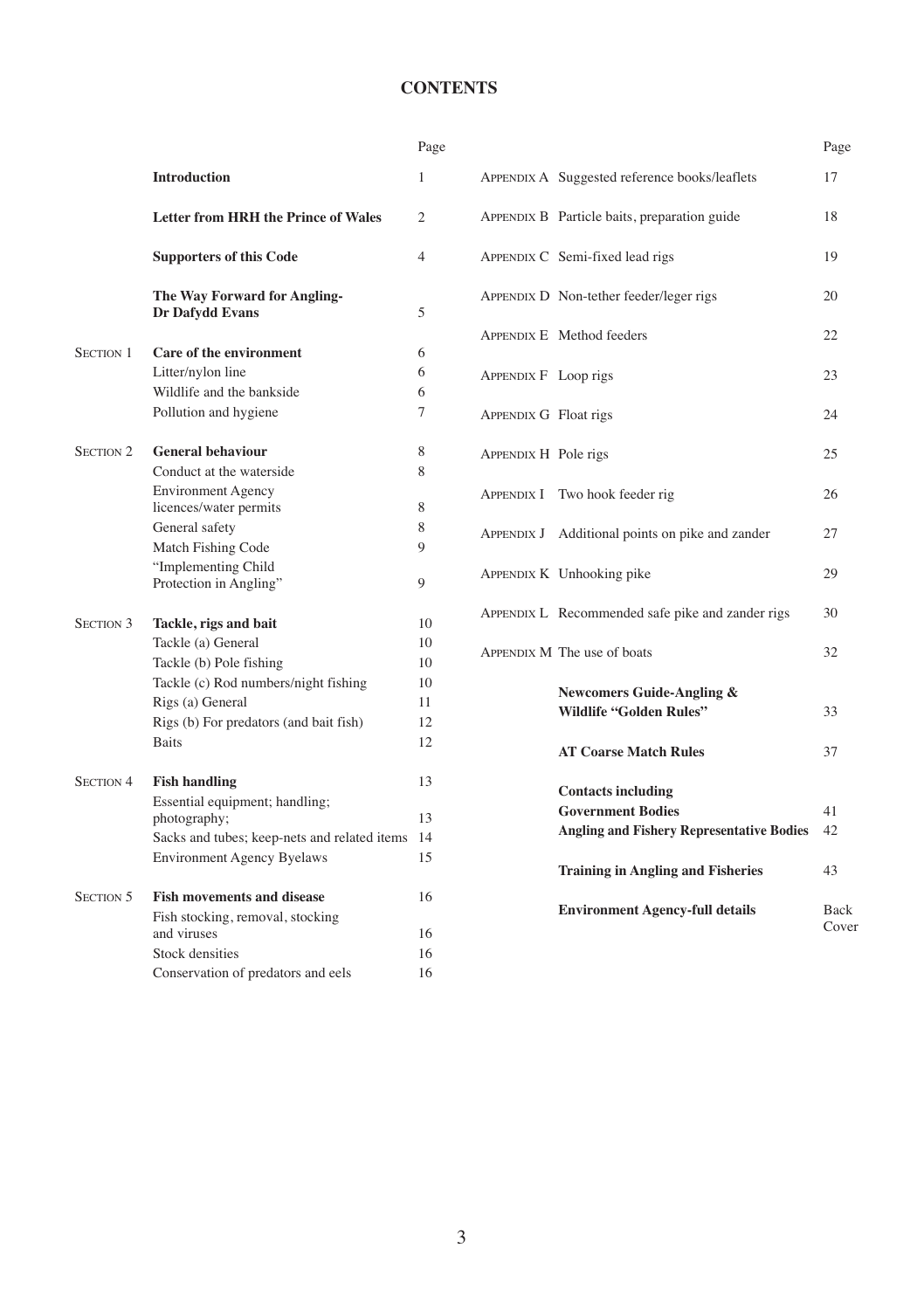# CONTENTS

| | | Page |
|---|---|---|
| | **Introduction** | 1 |
| | **Letter from HRH the Prince of Wales** | 2 |
| | **Supporters of this Code** | 4 |
| | **The Way Forward for Angling- Dr Dafydd Evans** | 5 |
| SECTION 1 | **Care of the environment** | 6 |
| | Litter/nylon line | 6 |
| | Wildlife and the bankside | 6 |
| | Pollution and hygiene | 7 |
| SECTION 2 | **General behaviour** | 8 |
| | Conduct at the waterside | 8 |
| | Environment Agency licences/water permits | 8 |
| | General safety | 8 |
| | Match Fishing Code | 9 |
| | "Implementing Child Protection in Angling" | 9 |
| SECTION 3 | **Tackle, rigs and bait** | 10 |
| | Tackle (a) General | 10 |
| | Tackle (b) Pole fishing | 10 |
| | Tackle (c) Rod numbers/night fishing | 10 |
| | Rigs (a) General | 11 |
| | Rigs (b) For predators (and bait fish) | 12 |
| | Baits | 12 |
| SECTION 4 | **Fish handling** | 13 |
| | Essential equipment; handling; photography; | 13 |
| | Sacks and tubes; keep-nets and related items | 14 |
| | Environment Agency Byelaws | 15 |
| SECTION 5 | **Fish movements and disease** | 16 |
| | Fish stocking, removal, stocking and viruses | 16 |
| | Stock densities | 16 |
| | Conservation of predators and eels | 16 |

| | | Page |
|---|---|---|
| APPENDIX A | Suggested reference books/leaflets | 17 |
| APPENDIX B | Particle baits, preparation guide | 18 |
| APPENDIX C | Semi-fixed lead rigs | 19 |
| APPENDIX D | Non-tether feeder/leger rigs | 20 |
| APPENDIX E | Method feeders | 22 |
| APPENDIX F | Loop rigs | 23 |
| APPENDIX G | Float rigs | 24 |
| APPENDIX H | Pole rigs | 25 |
| APPENDIX I | Two hook feeder rig | 26 |
| APPENDIX J | Additional points on pike and zander | 27 |
| APPENDIX K | Unhooking pike | 29 |
| APPENDIX L | Recommended safe pike and zander rigs | 30 |
| APPENDIX M | The use of boats | 32 |
| | **Newcomers Guide-Angling & Wildlife "Golden Rules"** | 33 |
| | **AT Coarse Match Rules** | 37 |
| | **Contacts including** | |
| | **Government Bodies** | 41 |
| | **Angling and Fishery Representative Bodies** | 42 |
| | **Training in Angling and Fisheries** | 43 |
| | **Environment Agency-full details** | Back Cover |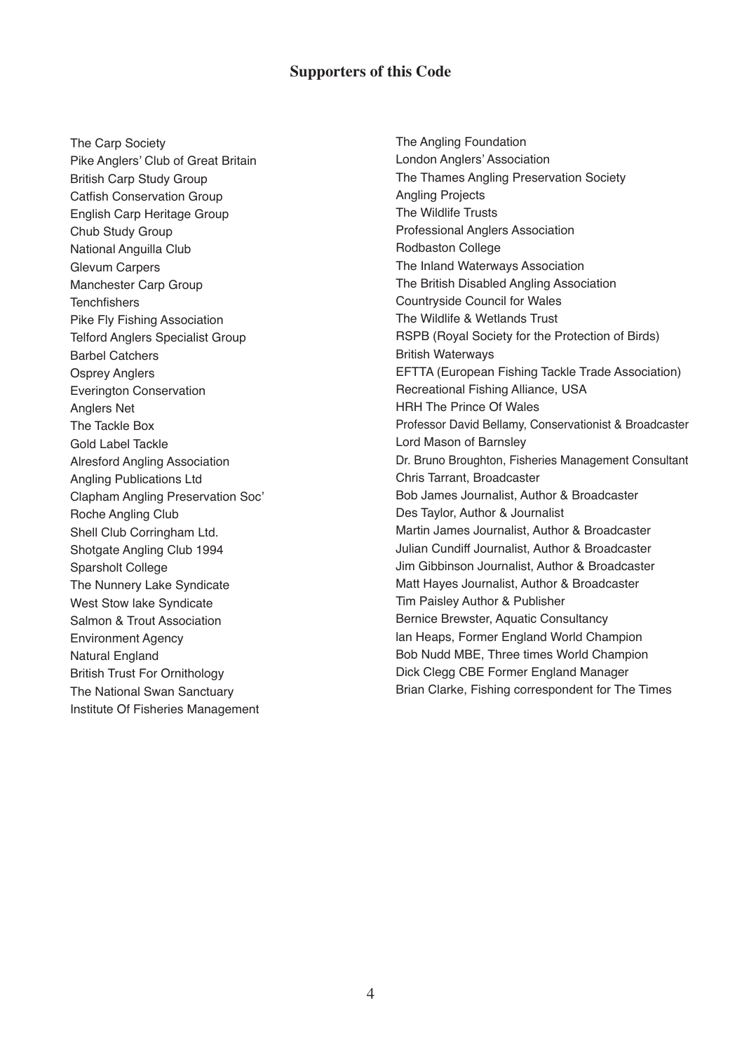## Supporters of this Code

The Carp Society
Pike Anglers' Club of Great Britain
British Carp Study Group
Catfish Conservation Group
English Carp Heritage Group
Chub Study Group
National Anguilla Club
Glevum Carpers
Manchester Carp Group
Tenchfishers
Pike Fly Fishing Association
Telford Anglers Specialist Group
Barbel Catchers
Osprey Anglers
Everington Conservation
Anglers Net
The Tackle Box
Gold Label Tackle
Alresford Angling Association
Angling Publications Ltd
Clapham Angling Preservation Soc'
Roche Angling Club
Shell Club Corringham Ltd.
Shotgate Angling Club 1994
Sparsholt College
The Nunnery Lake Syndicate
West Stow lake Syndicate
Salmon & Trout Association
Environment Agency
Natural England
British Trust For Ornithology
The National Swan Sanctuary
Institute Of Fisheries Management
The Angling Foundation
London Anglers' Association
The Thames Angling Preservation Society
Angling Projects
The Wildlife Trusts
Professional Anglers Association
Rodbaston College
The Inland Waterways Association
The British Disabled Angling Association
Countryside Council for Wales
The Wildlife & Wetlands Trust
RSPB (Royal Society for the Protection of Birds)
British Waterways
EFTTA (European Fishing Tackle Trade Association)
Recreational Fishing Alliance, USA
HRH The Prince Of Wales
Professor David Bellamy, Conservationist & Broadcaster
Lord Mason of Barnsley
Dr. Bruno Broughton, Fisheries Management Consultant
Chris Tarrant, Broadcaster
Bob James Journalist, Author & Broadcaster
Des Taylor, Author & Journalist
Martin James Journalist, Author & Broadcaster
Julian Cundiff Journalist, Author & Broadcaster
Jim Gibbinson Journalist, Author & Broadcaster
Matt Hayes Journalist, Author & Broadcaster
Tim Paisley Author & Publisher
Bernice Brewster, Aquatic Consultancy
Ian Heaps, Former England World Champion
Bob Nudd MBE, Three times World Champion
Dick Clegg CBE Former England Manager
Brian Clarke, Fishing correspondent for The Times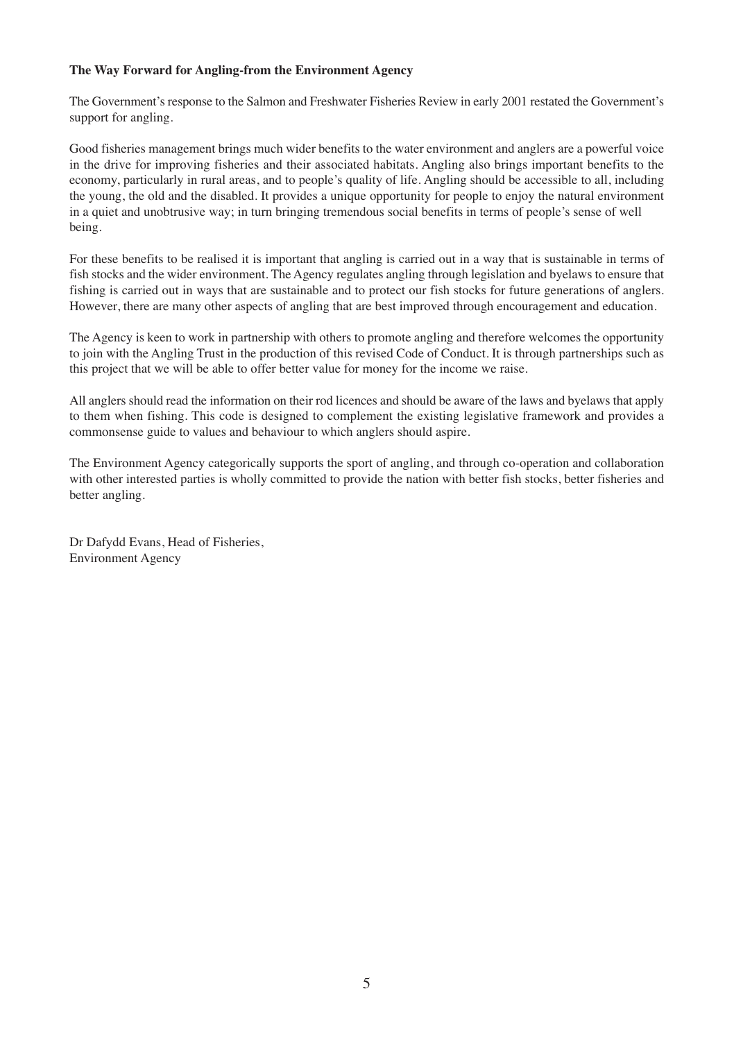**The Way Forward for Angling-from the Environment Agency**

The Government's response to the Salmon and Freshwater Fisheries Review in early 2001 restated the Government's support for angling.

Good fisheries management brings much wider benefits to the water environment and anglers are a powerful voice in the drive for improving fisheries and their associated habitats. Angling also brings important benefits to the economy, particularly in rural areas, and to people's quality of life. Angling should be accessible to all, including the young, the old and the disabled. It provides a unique opportunity for people to enjoy the natural environment in a quiet and unobtrusive way; in turn bringing tremendous social benefits in terms of people's sense of well being.

For these benefits to be realised it is important that angling is carried out in a way that is sustainable in terms of fish stocks and the wider environment. The Agency regulates angling through legislation and byelaws to ensure that fishing is carried out in ways that are sustainable and to protect our fish stocks for future generations of anglers. However, there are many other aspects of angling that are best improved through encouragement and education.

The Agency is keen to work in partnership with others to promote angling and therefore welcomes the opportunity to join with the Angling Trust in the production of this revised Code of Conduct. It is through partnerships such as this project that we will be able to offer better value for money for the income we raise.

All anglers should read the information on their rod licences and should be aware of the laws and byelaws that apply to them when fishing. This code is designed to complement the existing legislative framework and provides a commonsense guide to values and behaviour to which anglers should aspire.

The Environment Agency categorically supports the sport of angling, and through co-operation and collaboration with other interested parties is wholly committed to provide the nation with better fish stocks, better fisheries and better angling.

Dr Dafydd Evans, Head of Fisheries,
Environment Agency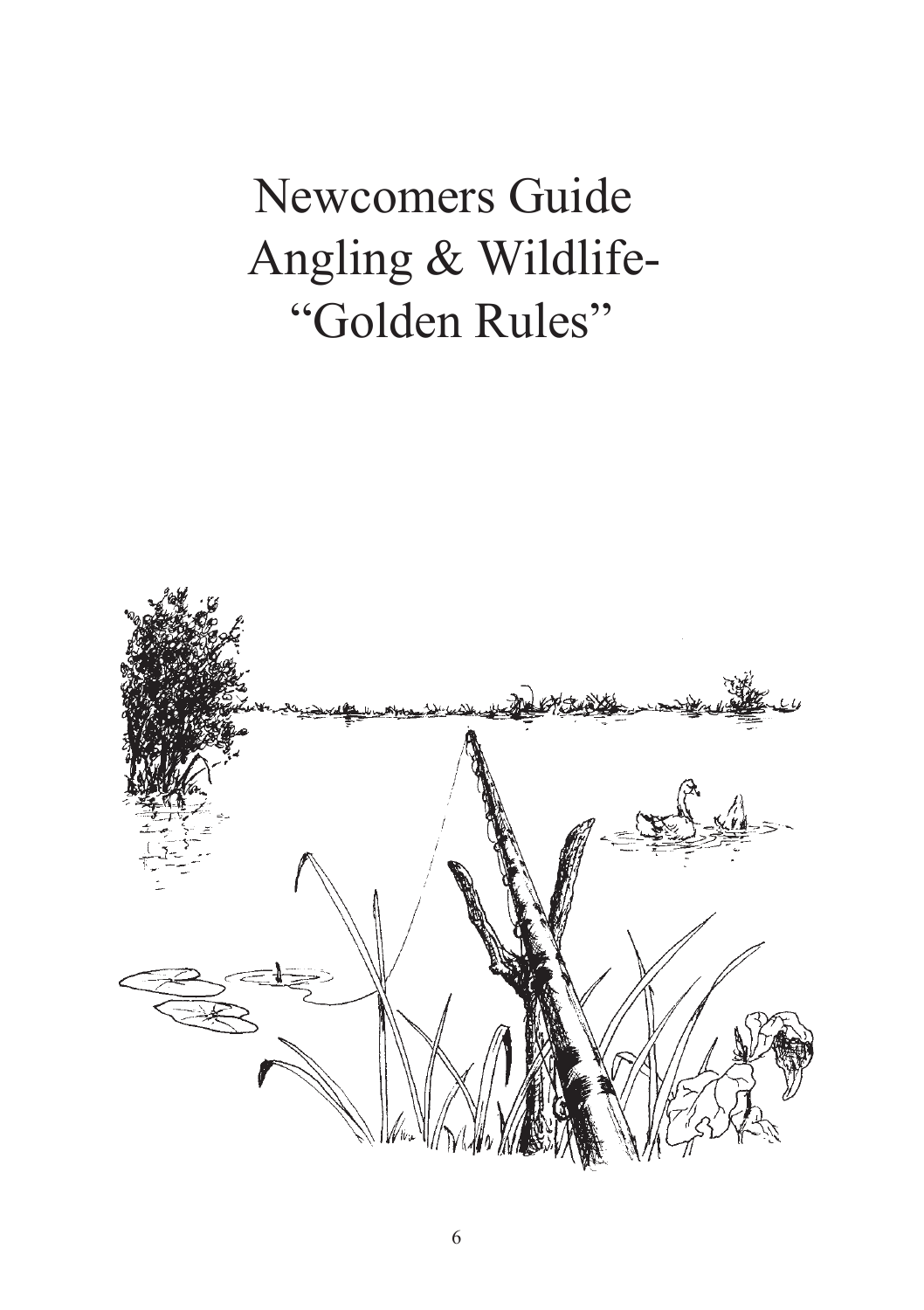# Newcomers Guide Angling & Wildlife- "Golden Rules"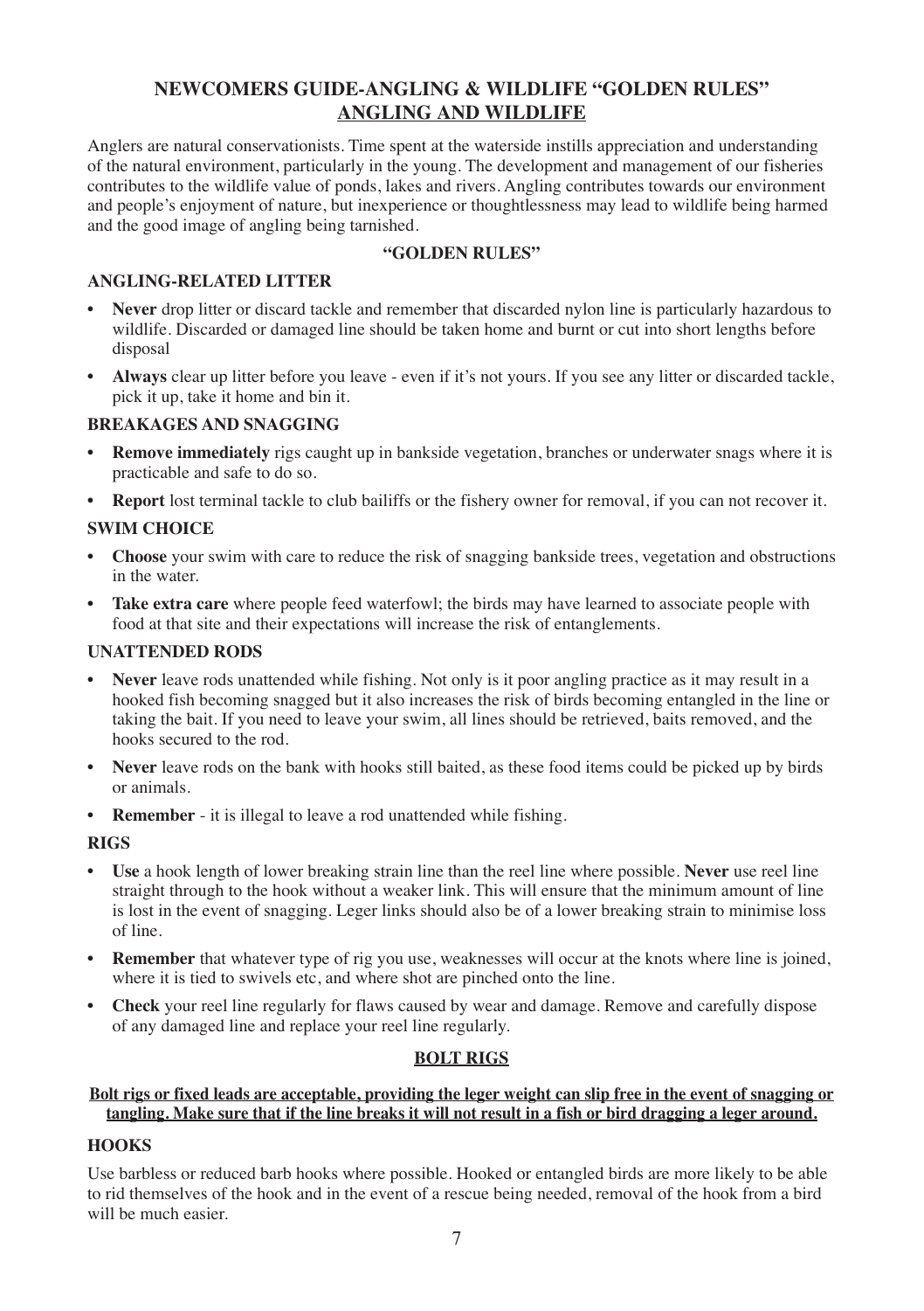## NEWCOMERS GUIDE-ANGLING & WILDLIFE "GOLDEN RULES"

## ANGLING AND WILDLIFE

Anglers are natural conservationists. Time spent at the waterside instills appreciation and understanding of the natural environment, particularly in the young. The development and management of our fisheries contributes to the wildlife value of ponds, lakes and rivers. Angling contributes towards our environment and people's enjoyment of nature, but inexperience or thoughtlessness may lead to wildlife being harmed and the good image of angling being tarnished.

### "GOLDEN RULES"

### ANGLING-RELATED LITTER

- **Never** drop litter or discard tackle and remember that discarded nylon line is particularly hazardous to wildlife. Discarded or damaged line should be taken home and burnt or cut into short lengths before disposal
- **Always** clear up litter before you leave - even if it's not yours. If you see any litter or discarded tackle, pick it up, take it home and bin it.

### BREAKAGES AND SNAGGING

- **Remove immediately** rigs caught up in bankside vegetation, branches or underwater snags where it is practicable and safe to do so.
- **Report** lost terminal tackle to club bailiffs or the fishery owner for removal, if you can not recover it.

### SWIM CHOICE

- **Choose** your swim with care to reduce the risk of snagging bankside trees, vegetation and obstructions in the water.
- **Take extra care** where people feed waterfowl; the birds may have learned to associate people with food at that site and their expectations will increase the risk of entanglements.

### UNATTENDED RODS

- **Never** leave rods unattended while fishing. Not only is it poor angling practice as it may result in a hooked fish becoming snagged but it also increases the risk of birds becoming entangled in the line or taking the bait. If you need to leave your swim, all lines should be retrieved, baits removed, and the hooks secured to the rod.
- **Never** leave rods on the bank with hooks still baited, as these food items could be picked up by birds or animals.
- **Remember** - it is illegal to leave a rod unattended while fishing.

### RIGS

- **Use** a hook length of lower breaking strain line than the reel line where possible. **Never** use reel line straight through to the hook without a weaker link. This will ensure that the minimum amount of line is lost in the event of snagging. Leger links should also be of a lower breaking strain to minimise loss of line.
- **Remember** that whatever type of rig you use, weaknesses will occur at the knots where line is joined, where it is tied to swivels etc, and where shot are pinched onto the line.
- **Check** your reel line regularly for flaws caused by wear and damage. Remove and carefully dispose of any damaged line and replace your reel line regularly.

### BOLT RIGS

**Bolt rigs or fixed leads are acceptable, providing the leger weight can slip free in the event of snagging or tangling. Make sure that if the line breaks it will not result in a fish or bird dragging a leger around.**

### HOOKS

Use barbless or reduced barb hooks where possible. Hooked or entangled birds are more likely to be able to rid themselves of the hook and in the event of a rescue being needed, removal of the hook from a bird will be much easier.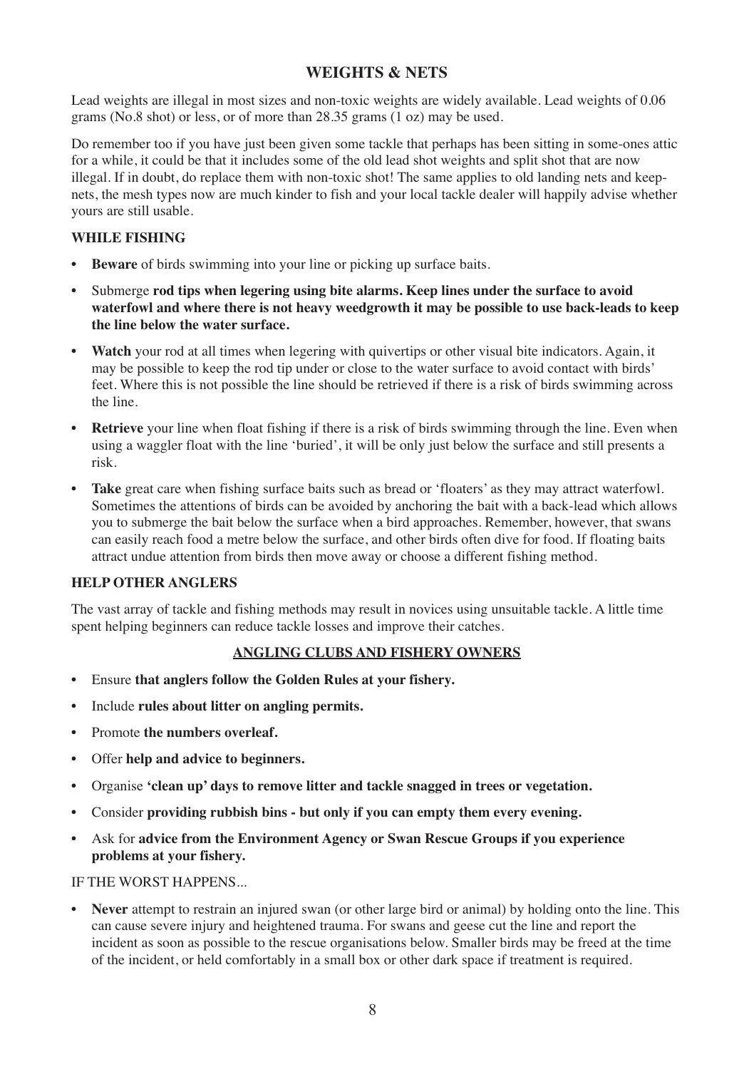## WEIGHTS & NETS

Lead weights are illegal in most sizes and non-toxic weights are widely available. Lead weights of 0.06 grams (No.8 shot) or less, or of more than 28.35 grams (1 oz) may be used.

Do remember too if you have just been given some tackle that perhaps has been sitting in some-ones attic for a while, it could be that it includes some of the old lead shot weights and split shot that are now illegal. If in doubt, do replace them with non-toxic shot! The same applies to old landing nets and keep-nets, the mesh types now are much kinder to fish and your local tackle dealer will happily advise whether yours are still usable.

### WHILE FISHING

- **Beware** of birds swimming into your line or picking up surface baits.
- Submerge **rod tips when legering using bite alarms. Keep lines under the surface to avoid waterfowl and where there is not heavy weedgrowth it may be possible to use back-leads to keep the line below the water surface.**
- **Watch** your rod at all times when legering with quivertips or other visual bite indicators. Again, it may be possible to keep the rod tip under or close to the water surface to avoid contact with birds' feet. Where this is not possible the line should be retrieved if there is a risk of birds swimming across the line.
- **Retrieve** your line when float fishing if there is a risk of birds swimming through the line. Even when using a waggler float with the line 'buried', it will be only just below the surface and still presents a risk.
- **Take** great care when fishing surface baits such as bread or 'floaters' as they may attract waterfowl. Sometimes the attentions of birds can be avoided by anchoring the bait with a back-lead which allows you to submerge the bait below the surface when a bird approaches. Remember, however, that swans can easily reach food a metre below the surface, and other birds often dive for food. If floating baits attract undue attention from birds then move away or choose a different fishing method.

### HELP OTHER ANGLERS

The vast array of tackle and fishing methods may result in novices using unsuitable tackle. A little time spent helping beginners can reduce tackle losses and improve their catches.

### ANGLING CLUBS AND FISHERY OWNERS

- Ensure **that anglers follow the Golden Rules at your fishery.**
- Include **rules about litter on angling permits.**
- Promote **the numbers overleaf.**
- Offer **help and advice to beginners.**
- Organise **'clean up' days to remove litter and tackle snagged in trees or vegetation.**
- Consider **providing rubbish bins - but only if you can empty them every evening.**
- Ask for **advice from the Environment Agency or Swan Rescue Groups if you experience problems at your fishery.**

IF THE WORST HAPPENS...

- **Never** attempt to restrain an injured swan (or other large bird or animal) by holding onto the line. This can cause severe injury and heightened trauma. For swans and geese cut the line and report the incident as soon as possible to the rescue organisations below. Smaller birds may be freed at the time of the incident, or held comfortably in a small box or other dark space if treatment is required.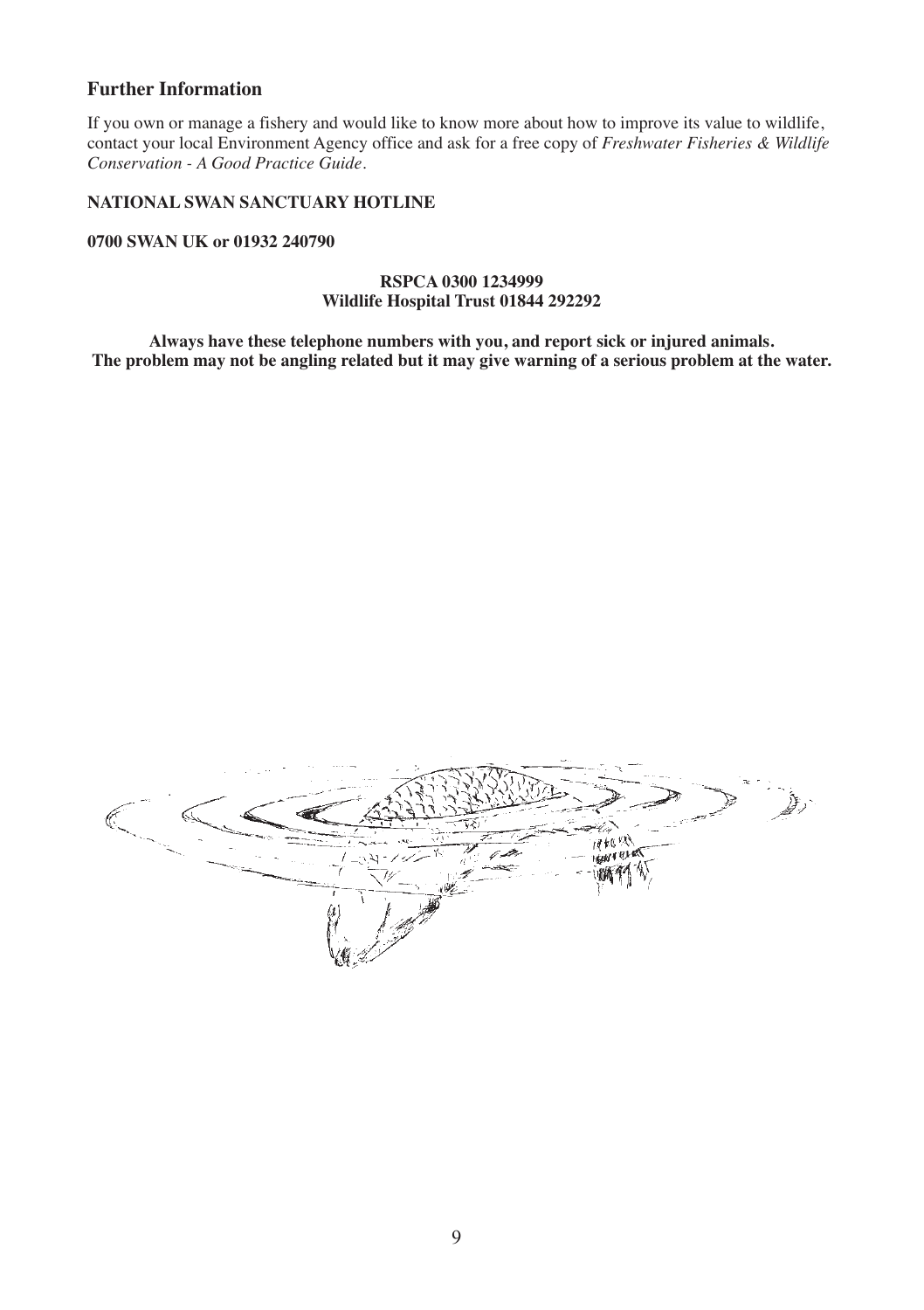## Further Information

If you own or manage a fishery and would like to know more about how to improve its value to wildlife, contact your local Environment Agency office and ask for a free copy of *Freshwater Fisheries & Wildlife Conservation - A Good Practice Guide*.

**NATIONAL SWAN SANCTUARY HOTLINE**

**0700 SWAN UK or 01932 240790**

**RSPCA 0300 1234999**
**Wildlife Hospital Trust 01844 292292**

**Always have these telephone numbers with you, and report sick or injured animals. The problem may not be angling related but it may give warning of a serious problem at the water.**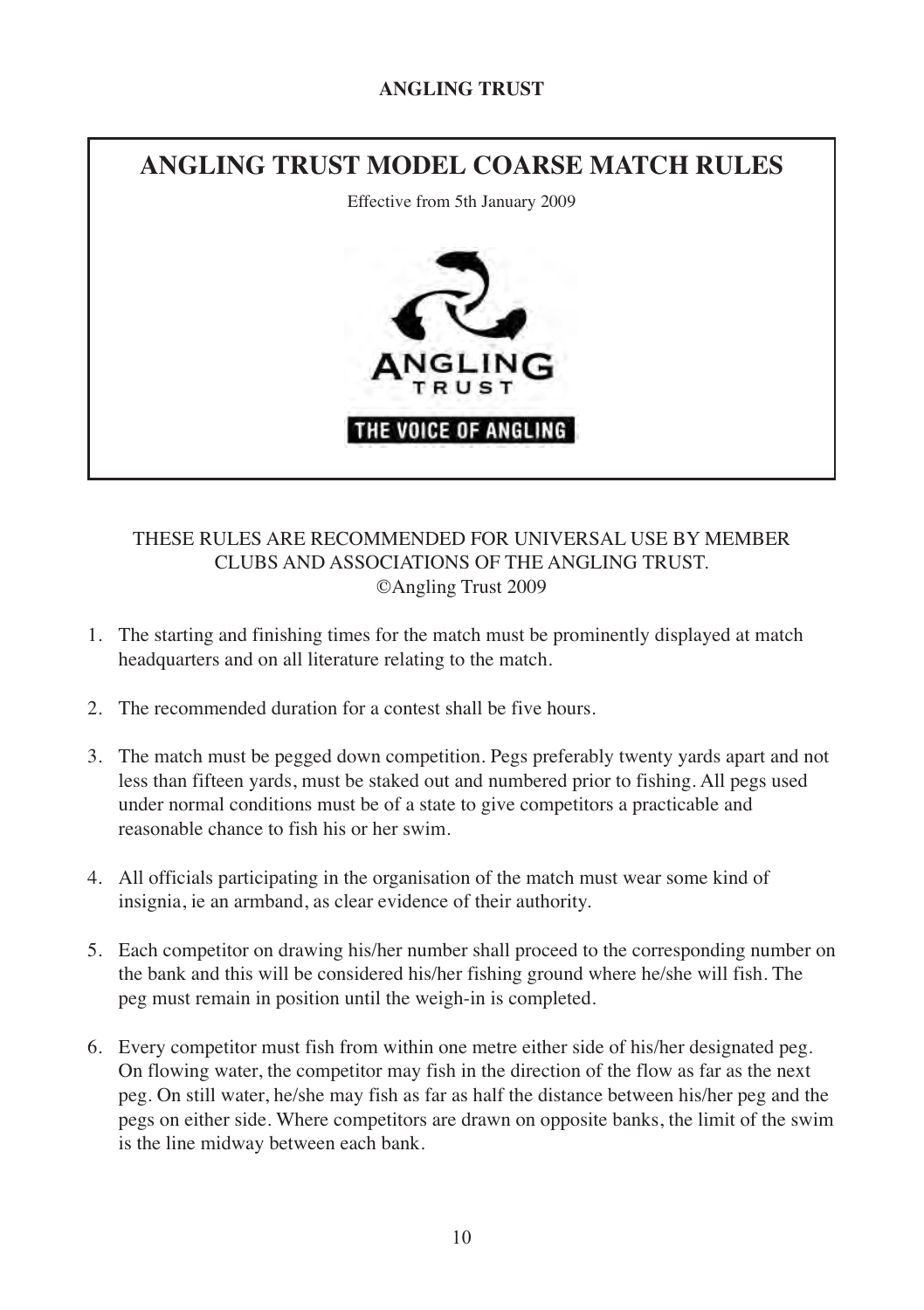# ANGLING TRUST MODEL COARSE MATCH RULES

Effective from 5th January 2009

ANGLING TRUST

THE VOICE OF ANGLING

THESE RULES ARE RECOMMENDED FOR UNIVERSAL USE BY MEMBER CLUBS AND ASSOCIATIONS OF THE ANGLING TRUST.
©Angling Trust 2009

1. The starting and finishing times for the match must be prominently displayed at match headquarters and on all literature relating to the match.

2. The recommended duration for a contest shall be five hours.

3. The match must be pegged down competition. Pegs preferably twenty yards apart and not less than fifteen yards, must be staked out and numbered prior to fishing. All pegs used under normal conditions must be of a state to give competitors a practicable and reasonable chance to fish his or her swim.

4. All officials participating in the organisation of the match must wear some kind of insignia, ie an armband, as clear evidence of their authority.

5. Each competitor on drawing his/her number shall proceed to the corresponding number on the bank and this will be considered his/her fishing ground where he/she will fish. The peg must remain in position until the weigh-in is completed.

6. Every competitor must fish from within one metre either side of his/her designated peg. On flowing water, the competitor may fish in the direction of the flow as far as the next peg. On still water, he/she may fish as far as half the distance between his/her peg and the pegs on either side. Where competitors are drawn on opposite banks, the limit of the swim is the line midway between each bank.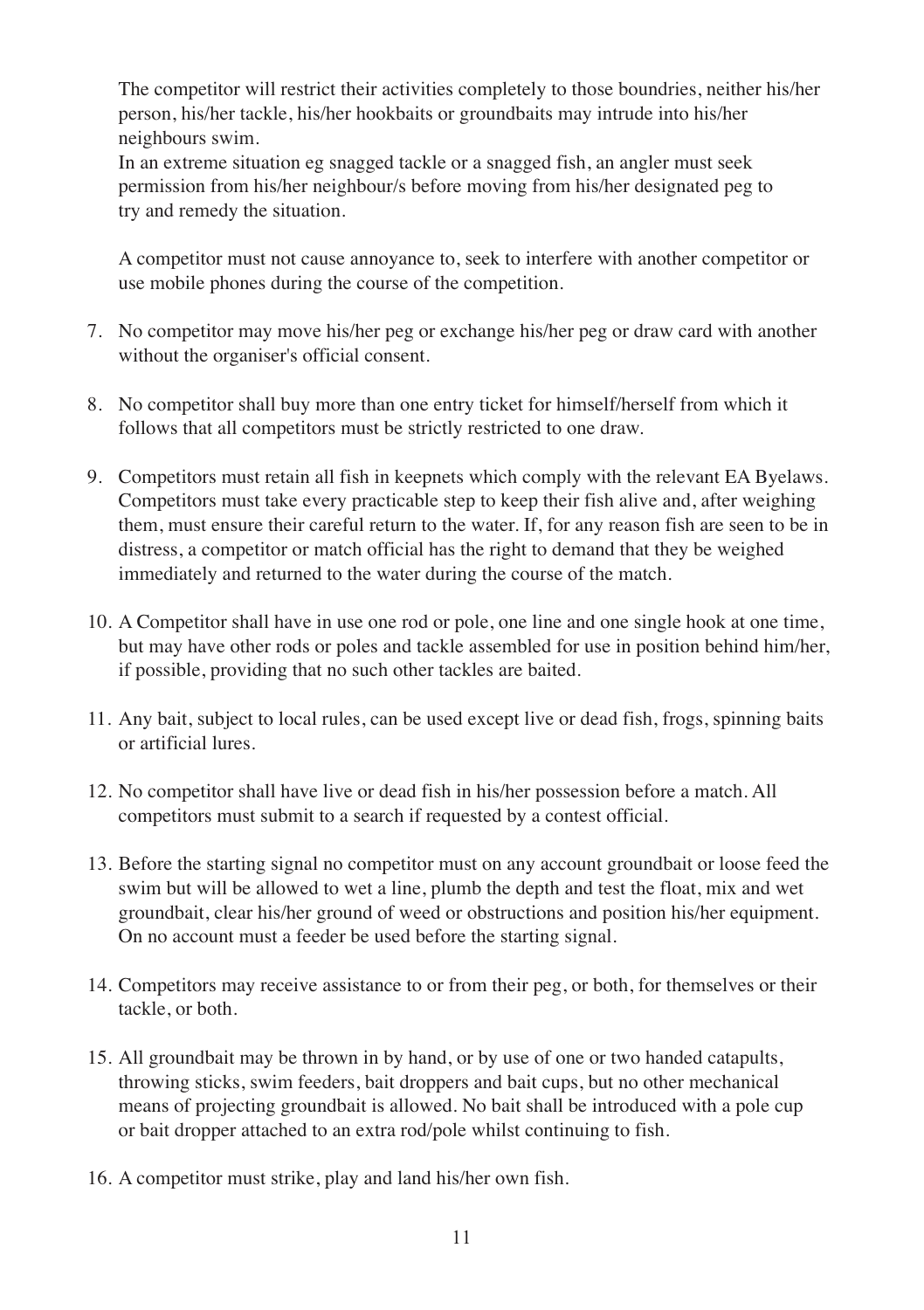The competitor will restrict their activities completely to those boundries, neither his/her person, his/her tackle, his/her hookbaits or groundbaits may intrude into his/her neighbours swim.
In an extreme situation eg snagged tackle or a snagged fish, an angler must seek permission from his/her neighbour/s before moving from his/her designated peg to try and remedy the situation.

A competitor must not cause annoyance to, seek to interfere with another competitor or use mobile phones during the course of the competition.

7. No competitor may move his/her peg or exchange his/her peg or draw card with another without the organiser's official consent.

8. No competitor shall buy more than one entry ticket for himself/herself from which it follows that all competitors must be strictly restricted to one draw.

9. Competitors must retain all fish in keepnets which comply with the relevant EA Byelaws. Competitors must take every practicable step to keep their fish alive and, after weighing them, must ensure their careful return to the water. If, for any reason fish are seen to be in distress, a competitor or match official has the right to demand that they be weighed immediately and returned to the water during the course of the match.

10. A Competitor shall have in use one rod or pole, one line and one single hook at one time, but may have other rods or poles and tackle assembled for use in position behind him/her, if possible, providing that no such other tackles are baited.

11. Any bait, subject to local rules, can be used except live or dead fish, frogs, spinning baits or artificial lures.

12. No competitor shall have live or dead fish in his/her possession before a match. All competitors must submit to a search if requested by a contest official.

13. Before the starting signal no competitor must on any account groundbait or loose feed the swim but will be allowed to wet a line, plumb the depth and test the float, mix and wet groundbait, clear his/her ground of weed or obstructions and position his/her equipment. On no account must a feeder be used before the starting signal.

14. Competitors may receive assistance to or from their peg, or both, for themselves or their tackle, or both.

15. All groundbait may be thrown in by hand, or by use of one or two handed catapults, throwing sticks, swim feeders, bait droppers and bait cups, but no other mechanical means of projecting groundbait is allowed. No bait shall be introduced with a pole cup or bait dropper attached to an extra rod/pole whilst continuing to fish.

16. A competitor must strike, play and land his/her own fish.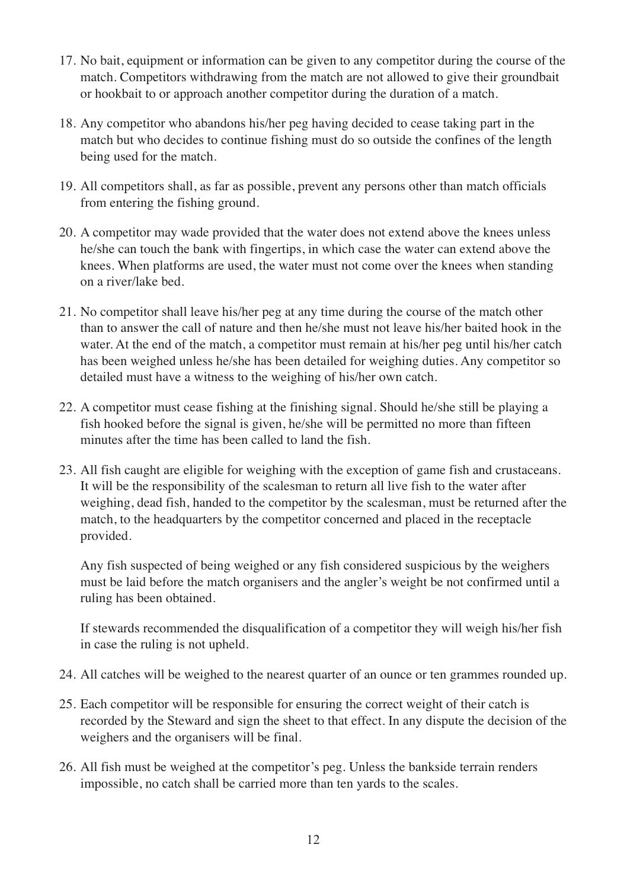17. No bait, equipment or information can be given to any competitor during the course of the match. Competitors withdrawing from the match are not allowed to give their groundbait or hookbait to or approach another competitor during the duration of a match.

18. Any competitor who abandons his/her peg having decided to cease taking part in the match but who decides to continue fishing must do so outside the confines of the length being used for the match.

19. All competitors shall, as far as possible, prevent any persons other than match officials from entering the fishing ground.

20. A competitor may wade provided that the water does not extend above the knees unless he/she can touch the bank with fingertips, in which case the water can extend above the knees. When platforms are used, the water must not come over the knees when standing on a river/lake bed.

21. No competitor shall leave his/her peg at any time during the course of the match other than to answer the call of nature and then he/she must not leave his/her baited hook in the water. At the end of the match, a competitor must remain at his/her peg until his/her catch has been weighed unless he/she has been detailed for weighing duties. Any competitor so detailed must have a witness to the weighing of his/her own catch.

22. A competitor must cease fishing at the finishing signal. Should he/she still be playing a fish hooked before the signal is given, he/she will be permitted no more than fifteen minutes after the time has been called to land the fish.

23. All fish caught are eligible for weighing with the exception of game fish and crustaceans. It will be the responsibility of the scalesman to return all live fish to the water after weighing, dead fish, handed to the competitor by the scalesman, must be returned after the match, to the headquarters by the competitor concerned and placed in the receptacle provided.

    Any fish suspected of being weighed or any fish considered suspicious by the weighers must be laid before the match organisers and the angler's weight be not confirmed until a ruling has been obtained.

    If stewards recommended the disqualification of a competitor they will weigh his/her fish in case the ruling is not upheld.

24. All catches will be weighed to the nearest quarter of an ounce or ten grammes rounded up.

25. Each competitor will be responsible for ensuring the correct weight of their catch is recorded by the Steward and sign the sheet to that effect. In any dispute the decision of the weighers and the organisers will be final.

26. All fish must be weighed at the competitor's peg. Unless the bankside terrain renders impossible, no catch shall be carried more than ten yards to the scales.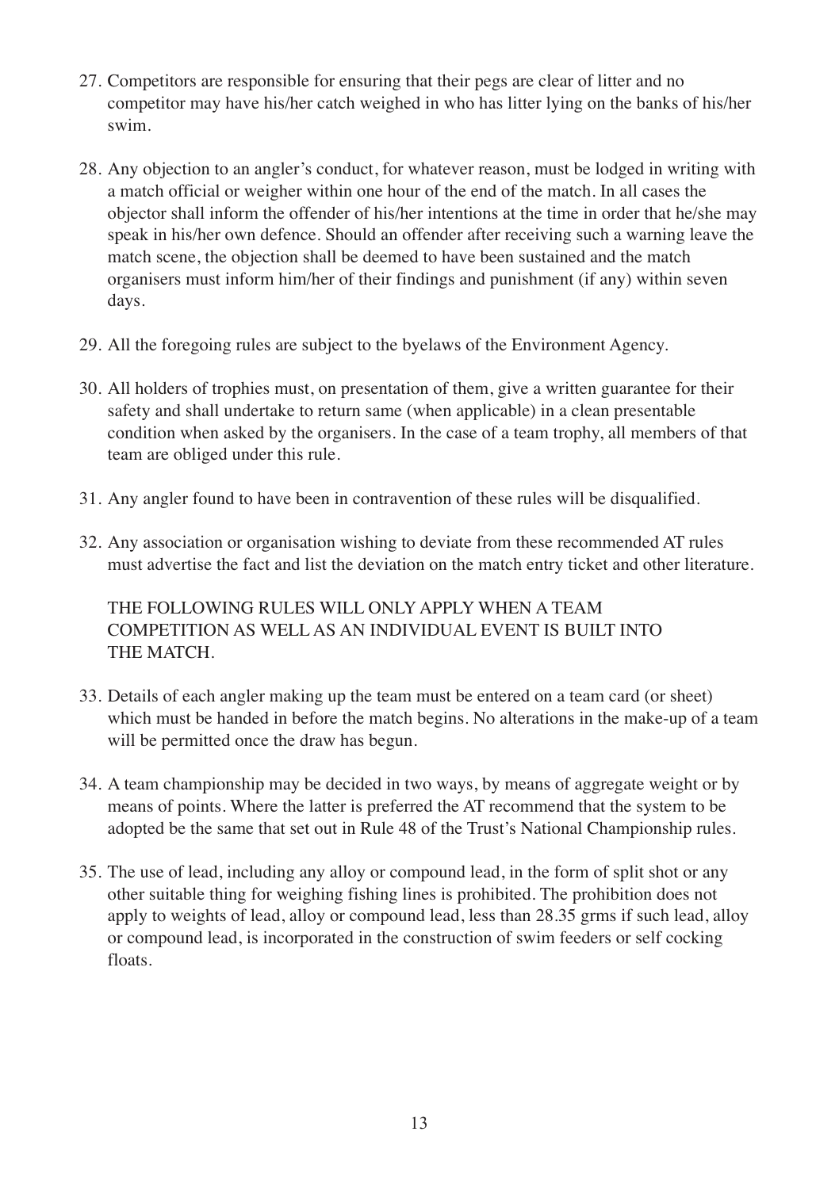27. Competitors are responsible for ensuring that their pegs are clear of litter and no competitor may have his/her catch weighed in who has litter lying on the banks of his/her swim.

28. Any objection to an angler's conduct, for whatever reason, must be lodged in writing with a match official or weigher within one hour of the end of the match. In all cases the objector shall inform the offender of his/her intentions at the time in order that he/she may speak in his/her own defence. Should an offender after receiving such a warning leave the match scene, the objection shall be deemed to have been sustained and the match organisers must inform him/her of their findings and punishment (if any) within seven days.

29. All the foregoing rules are subject to the byelaws of the Environment Agency.

30. All holders of trophies must, on presentation of them, give a written guarantee for their safety and shall undertake to return same (when applicable) in a clean presentable condition when asked by the organisers. In the case of a team trophy, all members of that team are obliged under this rule.

31. Any angler found to have been in contravention of these rules will be disqualified.

32. Any association or organisation wishing to deviate from these recommended AT rules must advertise the fact and list the deviation on the match entry ticket and other literature.

THE FOLLOWING RULES WILL ONLY APPLY WHEN A TEAM COMPETITION AS WELL AS AN INDIVIDUAL EVENT IS BUILT INTO THE MATCH.

33. Details of each angler making up the team must be entered on a team card (or sheet) which must be handed in before the match begins. No alterations in the make-up of a team will be permitted once the draw has begun.

34. A team championship may be decided in two ways, by means of aggregate weight or by means of points. Where the latter is preferred the AT recommend that the system to be adopted be the same that set out in Rule 48 of the Trust's National Championship rules.

35. The use of lead, including any alloy or compound lead, in the form of split shot or any other suitable thing for weighing fishing lines is prohibited. The prohibition does not apply to weights of lead, alloy or compound lead, less than 28.35 grms if such lead, alloy or compound lead, is incorporated in the construction of swim feeders or self cocking floats.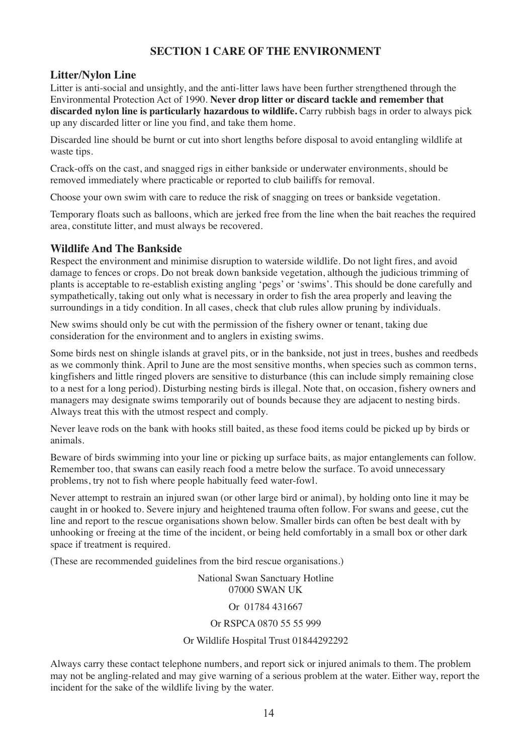## SECTION 1 CARE OF THE ENVIRONMENT

### Litter/Nylon Line

Litter is anti-social and unsightly, and the anti-litter laws have been further strengthened through the Environmental Protection Act of 1990. **Never drop litter or discard tackle and remember that discarded nylon line is particularly hazardous to wildlife.** Carry rubbish bags in order to always pick up any discarded litter or line you find, and take them home.

Discarded line should be burnt or cut into short lengths before disposal to avoid entangling wildlife at waste tips.

Crack-offs on the cast, and snagged rigs in either bankside or underwater environments, should be removed immediately where practicable or reported to club bailiffs for removal.

Choose your own swim with care to reduce the risk of snagging on trees or bankside vegetation.

Temporary floats such as balloons, which are jerked free from the line when the bait reaches the required area, constitute litter, and must always be recovered.

### Wildlife And The Bankside

Respect the environment and minimise disruption to waterside wildlife. Do not light fires, and avoid damage to fences or crops. Do not break down bankside vegetation, although the judicious trimming of plants is acceptable to re-establish existing angling 'pegs' or 'swims'. This should be done carefully and sympathetically, taking out only what is necessary in order to fish the area properly and leaving the surroundings in a tidy condition. In all cases, check that club rules allow pruning by individuals.

New swims should only be cut with the permission of the fishery owner or tenant, taking due consideration for the environment and to anglers in existing swims.

Some birds nest on shingle islands at gravel pits, or in the bankside, not just in trees, bushes and reedbeds as we commonly think. April to June are the most sensitive months, when species such as common terns, kingfishers and little ringed plovers are sensitive to disturbance (this can include simply remaining close to a nest for a long period). Disturbing nesting birds is illegal. Note that, on occasion, fishery owners and managers may designate swims temporarily out of bounds because they are adjacent to nesting birds. Always treat this with the utmost respect and comply.

Never leave rods on the bank with hooks still baited, as these food items could be picked up by birds or animals.

Beware of birds swimming into your line or picking up surface baits, as major entanglements can follow. Remember too, that swans can easily reach food a metre below the surface. To avoid unnecessary problems, try not to fish where people habitually feed water-fowl.

Never attempt to restrain an injured swan (or other large bird or animal), by holding onto line it may be caught in or hooked to. Severe injury and heightened trauma often follow. For swans and geese, cut the line and report to the rescue organisations shown below. Smaller birds can often be best dealt with by unhooking or freeing at the time of the incident, or being held comfortably in a small box or other dark space if treatment is required.

(These are recommended guidelines from the bird rescue organisations.)

National Swan Sanctuary Hotline
07000 SWAN UK

Or 01784 431667

Or RSPCA 0870 55 55 999

Or Wildlife Hospital Trust 01844292292

Always carry these contact telephone numbers, and report sick or injured animals to them. The problem may not be angling-related and may give warning of a serious problem at the water. Either way, report the incident for the sake of the wildlife living by the water.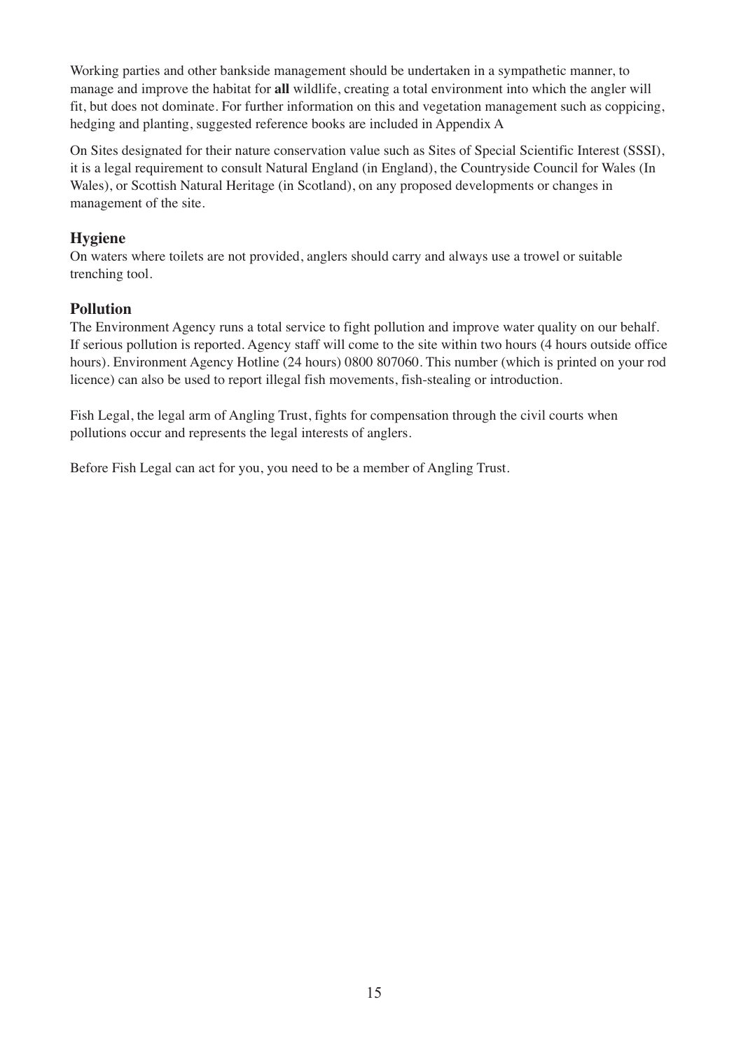Working parties and other bankside management should be undertaken in a sympathetic manner, to manage and improve the habitat for **all** wildlife, creating a total environment into which the angler will fit, but does not dominate. For further information on this and vegetation management such as coppicing, hedging and planting, suggested reference books are included in Appendix A

On Sites designated for their nature conservation value such as Sites of Special Scientific Interest (SSSI), it is a legal requirement to consult Natural England (in England), the Countryside Council for Wales (In Wales), or Scottish Natural Heritage (in Scotland), on any proposed developments or changes in management of the site.

## Hygiene

On waters where toilets are not provided, anglers should carry and always use a trowel or suitable trenching tool.

## Pollution

The Environment Agency runs a total service to fight pollution and improve water quality on our behalf. If serious pollution is reported. Agency staff will come to the site within two hours (4 hours outside office hours). Environment Agency Hotline (24 hours) 0800 807060. This number (which is printed on your rod licence) can also be used to report illegal fish movements, fish-stealing or introduction.

Fish Legal, the legal arm of Angling Trust, fights for compensation through the civil courts when pollutions occur and represents the legal interests of anglers.

Before Fish Legal can act for you, you need to be a member of Angling Trust.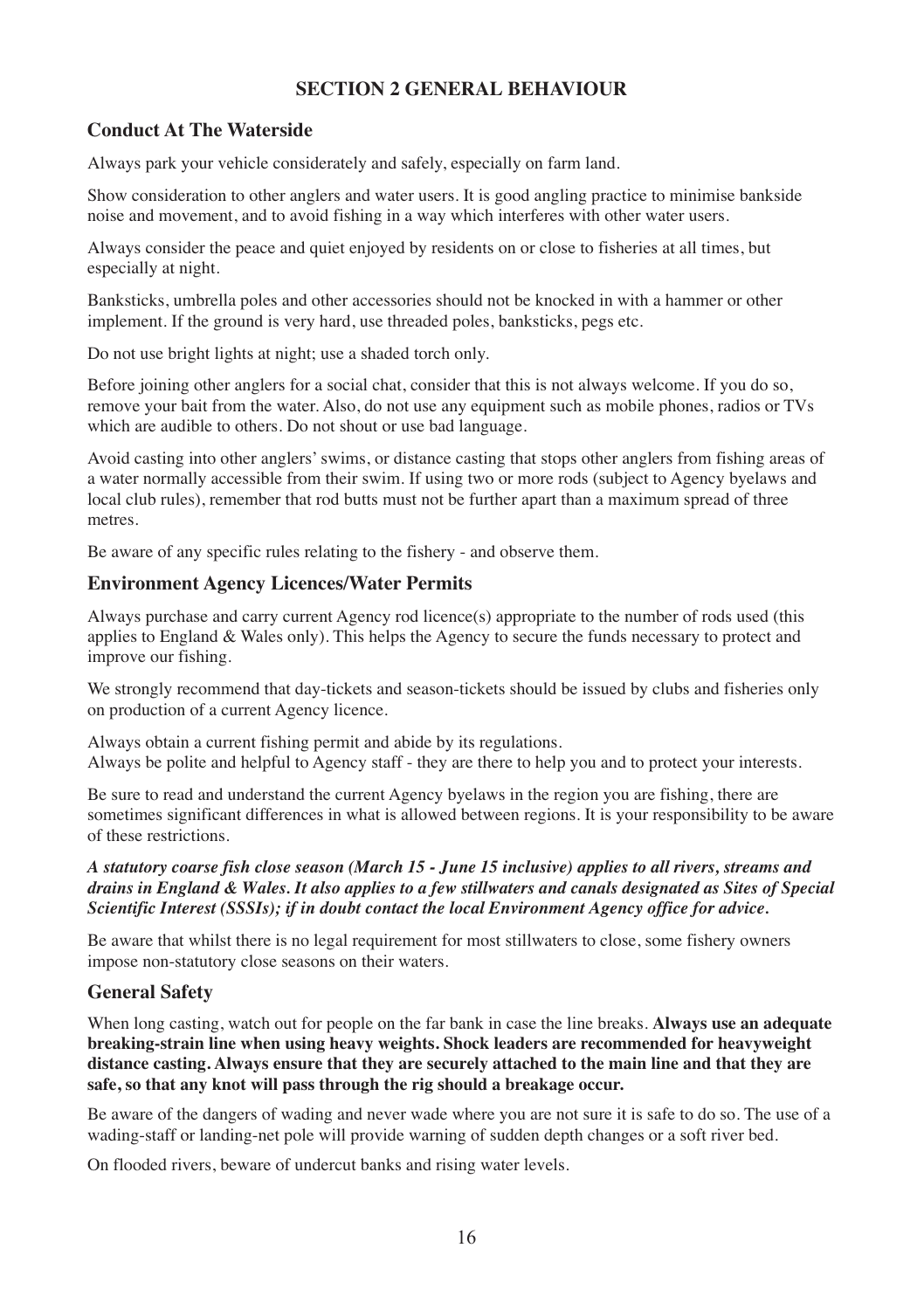# SECTION 2 GENERAL BEHAVIOUR

## Conduct At The Waterside

Always park your vehicle considerately and safely, especially on farm land.

Show consideration to other anglers and water users. It is good angling practice to minimise bankside noise and movement, and to avoid fishing in a way which interferes with other water users.

Always consider the peace and quiet enjoyed by residents on or close to fisheries at all times, but especially at night.

Banksticks, umbrella poles and other accessories should not be knocked in with a hammer or other implement. If the ground is very hard, use threaded poles, banksticks, pegs etc.

Do not use bright lights at night; use a shaded torch only.

Before joining other anglers for a social chat, consider that this is not always welcome. If you do so, remove your bait from the water. Also, do not use any equipment such as mobile phones, radios or TVs which are audible to others. Do not shout or use bad language.

Avoid casting into other anglers' swims, or distance casting that stops other anglers from fishing areas of a water normally accessible from their swim. If using two or more rods (subject to Agency byelaws and local club rules), remember that rod butts must not be further apart than a maximum spread of three metres.

Be aware of any specific rules relating to the fishery - and observe them.

## Environment Agency Licences/Water Permits

Always purchase and carry current Agency rod licence(s) appropriate to the number of rods used (this applies to England & Wales only). This helps the Agency to secure the funds necessary to protect and improve our fishing.

We strongly recommend that day-tickets and season-tickets should be issued by clubs and fisheries only on production of a current Agency licence.

Always obtain a current fishing permit and abide by its regulations.
Always be polite and helpful to Agency staff - they are there to help you and to protect your interests.

Be sure to read and understand the current Agency byelaws in the region you are fishing, there are sometimes significant differences in what is allowed between regions. It is your responsibility to be aware of these restrictions.

***A statutory coarse fish close season (March 15 - June 15 inclusive) applies to all rivers, streams and drains in England & Wales. It also applies to a few stillwaters and canals designated as Sites of Special Scientific Interest (SSSIs); if in doubt contact the local Environment Agency office for advice.***

Be aware that whilst there is no legal requirement for most stillwaters to close, some fishery owners impose non-statutory close seasons on their waters.

## General Safety

When long casting, watch out for people on the far bank in case the line breaks. **Always use an adequate breaking-strain line when using heavy weights. Shock leaders are recommended for heavyweight distance casting. Always ensure that they are securely attached to the main line and that they are safe, so that any knot will pass through the rig should a breakage occur.**

Be aware of the dangers of wading and never wade where you are not sure it is safe to do so. The use of a wading-staff or landing-net pole will provide warning of sudden depth changes or a soft river bed.

On flooded rivers, beware of undercut banks and rising water levels.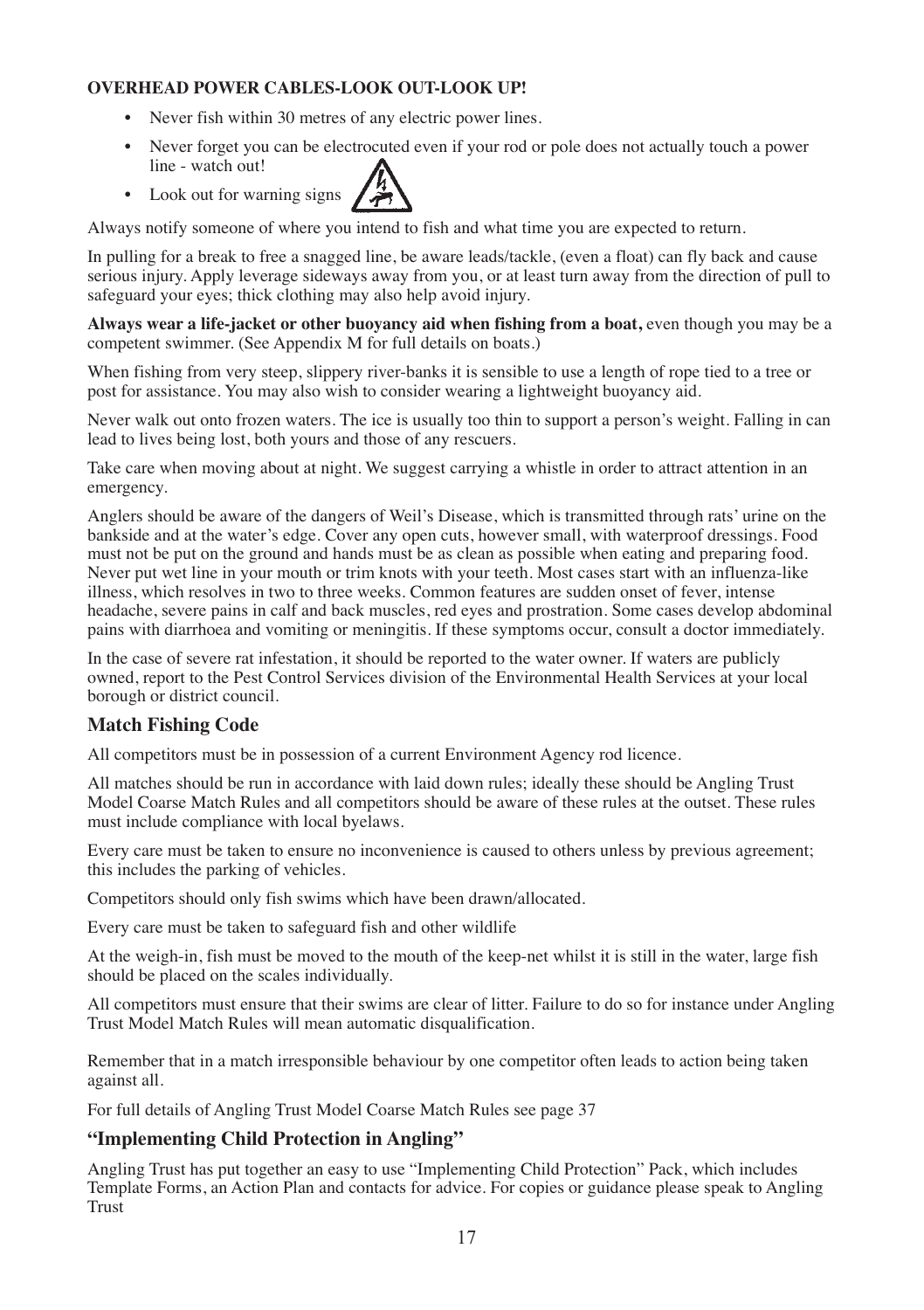**OVERHEAD POWER CABLES-LOOK OUT-LOOK UP!**

- Never fish within 30 metres of any electric power lines.
- Never forget you can be electrocuted even if your rod or pole does not actually touch a power line - watch out!
- Look out for warning signs

Always notify someone of where you intend to fish and what time you are expected to return.

In pulling for a break to free a snagged line, be aware leads/tackle, (even a float) can fly back and cause serious injury. Apply leverage sideways away from you, or at least turn away from the direction of pull to safeguard your eyes; thick clothing may also help avoid injury.

**Always wear a life-jacket or other buoyancy aid when fishing from a boat,** even though you may be a competent swimmer. (See Appendix M for full details on boats.)

When fishing from very steep, slippery river-banks it is sensible to use a length of rope tied to a tree or post for assistance. You may also wish to consider wearing a lightweight buoyancy aid.

Never walk out onto frozen waters. The ice is usually too thin to support a person's weight. Falling in can lead to lives being lost, both yours and those of any rescuers.

Take care when moving about at night. We suggest carrying a whistle in order to attract attention in an emergency.

Anglers should be aware of the dangers of Weil's Disease, which is transmitted through rats' urine on the bankside and at the water's edge. Cover any open cuts, however small, with waterproof dressings. Food must not be put on the ground and hands must be as clean as possible when eating and preparing food. Never put wet line in your mouth or trim knots with your teeth. Most cases start with an influenza-like illness, which resolves in two to three weeks. Common features are sudden onset of fever, intense headache, severe pains in calf and back muscles, red eyes and prostration. Some cases develop abdominal pains with diarrhoea and vomiting or meningitis. If these symptoms occur, consult a doctor immediately.

In the case of severe rat infestation, it should be reported to the water owner. If waters are publicly owned, report to the Pest Control Services division of the Environmental Health Services at your local borough or district council.

## Match Fishing Code

All competitors must be in possession of a current Environment Agency rod licence.

All matches should be run in accordance with laid down rules; ideally these should be Angling Trust Model Coarse Match Rules and all competitors should be aware of these rules at the outset. These rules must include compliance with local byelaws.

Every care must be taken to ensure no inconvenience is caused to others unless by previous agreement; this includes the parking of vehicles.

Competitors should only fish swims which have been drawn/allocated.

Every care must be taken to safeguard fish and other wildlife

At the weigh-in, fish must be moved to the mouth of the keep-net whilst it is still in the water, large fish should be placed on the scales individually.

All competitors must ensure that their swims are clear of litter. Failure to do so for instance under Angling Trust Model Match Rules will mean automatic disqualification.

Remember that in a match irresponsible behaviour by one competitor often leads to action being taken against all.

For full details of Angling Trust Model Coarse Match Rules see page 37

## "Implementing Child Protection in Angling"

Angling Trust has put together an easy to use "Implementing Child Protection" Pack, which includes Template Forms, an Action Plan and contacts for advice. For copies or guidance please speak to Angling Trust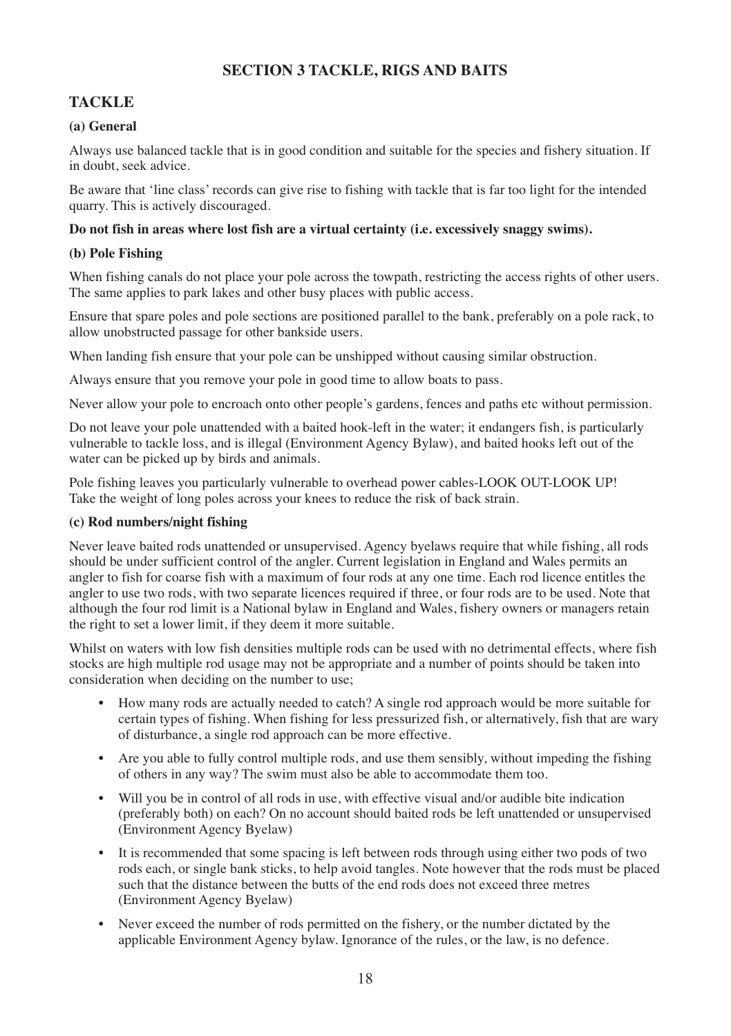# SECTION 3 TACKLE, RIGS AND BAITS

## TACKLE

### (a) General

Always use balanced tackle that is in good condition and suitable for the species and fishery situation. If in doubt, seek advice.

Be aware that 'line class' records can give rise to fishing with tackle that is far too light for the intended quarry. This is actively discouraged.

**Do not fish in areas where lost fish are a virtual certainty (i.e. excessively snaggy swims).**

### (b) Pole Fishing

When fishing canals do not place your pole across the towpath, restricting the access rights of other users. The same applies to park lakes and other busy places with public access.

Ensure that spare poles and pole sections are positioned parallel to the bank, preferably on a pole rack, to allow unobstructed passage for other bankside users.

When landing fish ensure that your pole can be unshipped without causing similar obstruction.

Always ensure that you remove your pole in good time to allow boats to pass.

Never allow your pole to encroach onto other people's gardens, fences and paths etc without permission.

Do not leave your pole unattended with a baited hook-left in the water; it endangers fish, is particularly vulnerable to tackle loss, and is illegal (Environment Agency Bylaw), and baited hooks left out of the water can be picked up by birds and animals.

Pole fishing leaves you particularly vulnerable to overhead power cables-LOOK OUT-LOOK UP!
Take the weight of long poles across your knees to reduce the risk of back strain.

### (c) Rod numbers/night fishing

Never leave baited rods unattended or unsupervised. Agency byelaws require that while fishing, all rods should be under sufficient control of the angler. Current legislation in England and Wales permits an angler to fish for coarse fish with a maximum of four rods at any one time. Each rod licence entitles the angler to use two rods, with two separate licences required if three, or four rods are to be used. Note that although the four rod limit is a National bylaw in England and Wales, fishery owners or managers retain the right to set a lower limit, if they deem it more suitable.

Whilst on waters with low fish densities multiple rods can be used with no detrimental effects, where fish stocks are high multiple rod usage may not be appropriate and a number of points should be taken into consideration when deciding on the number to use;

- How many rods are actually needed to catch? A single rod approach would be more suitable for certain types of fishing. When fishing for less pressurized fish, or alternatively, fish that are wary of disturbance, a single rod approach can be more effective.
- Are you able to fully control multiple rods, and use them sensibly, without impeding the fishing of others in any way? The swim must also be able to accommodate them too.
- Will you be in control of all rods in use, with effective visual and/or audible bite indication (preferably both) on each? On no account should baited rods be left unattended or unsupervised (Environment Agency Byelaw)
- It is recommended that some spacing is left between rods through using either two pods of two rods each, or single bank sticks, to help avoid tangles. Note however that the rods must be placed such that the distance between the butts of the end rods does not exceed three metres (Environment Agency Byelaw)
- Never exceed the number of rods permitted on the fishery, or the number dictated by the applicable Environment Agency bylaw. Ignorance of the rules, or the law, is no defence.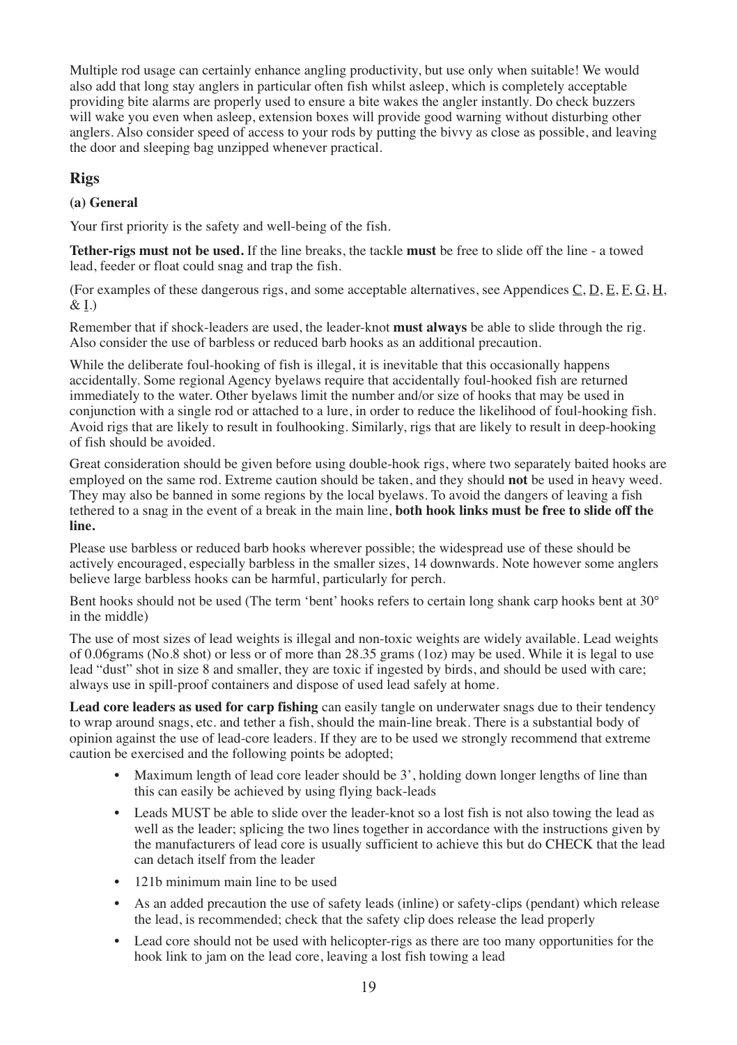Multiple rod usage can certainly enhance angling productivity, but use only when suitable! We would also add that long stay anglers in particular often fish whilst asleep, which is completely acceptable providing bite alarms are properly used to ensure a bite wakes the angler instantly. Do check buzzers will wake you even when asleep, extension boxes will provide good warning without disturbing other anglers. Also consider speed of access to your rods by putting the bivvy as close as possible, and leaving the door and sleeping bag unzipped whenever practical.

## Rigs

### (a) General

Your first priority is the safety and well-being of the fish.

**Tether-rigs must not be used.** If the line breaks, the tackle **must** be free to slide off the line - a towed lead, feeder or float could snag and trap the fish.

(For examples of these dangerous rigs, and some acceptable alternatives, see Appendices C, D, E, F, G, H, & I.)

Remember that if shock-leaders are used, the leader-knot **must always** be able to slide through the rig. Also consider the use of barbless or reduced barb hooks as an additional precaution.

While the deliberate foul-hooking of fish is illegal, it is inevitable that this occasionally happens accidentally. Some regional Agency byelaws require that accidentally foul-hooked fish are returned immediately to the water. Other byelaws limit the number and/or size of hooks that may be used in conjunction with a single rod or attached to a lure, in order to reduce the likelihood of foul-hooking fish. Avoid rigs that are likely to result in foulhooking. Similarly, rigs that are likely to result in deep-hooking of fish should be avoided.

Great consideration should be given before using double-hook rigs, where two separately baited hooks are employed on the same rod. Extreme caution should be taken, and they should **not** be used in heavy weed. They may also be banned in some regions by the local byelaws. To avoid the dangers of leaving a fish tethered to a snag in the event of a break in the main line, **both hook links must be free to slide off the line.**

Please use barbless or reduced barb hooks wherever possible; the widespread use of these should be actively encouraged, especially barbless in the smaller sizes, 14 downwards. Note however some anglers believe large barbless hooks can be harmful, particularly for perch.

Bent hooks should not be used (The term 'bent' hooks refers to certain long shank carp hooks bent at 30° in the middle)

The use of most sizes of lead weights is illegal and non-toxic weights are widely available. Lead weights of 0.06grams (No.8 shot) or less or of more than 28.35 grams (1oz) may be used. While it is legal to use lead "dust" shot in size 8 and smaller, they are toxic if ingested by birds, and should be used with care; always use in spill-proof containers and dispose of used lead safely at home.

**Lead core leaders as used for carp fishing** can easily tangle on underwater snags due to their tendency to wrap around snags, etc. and tether a fish, should the main-line break. There is a substantial body of opinion against the use of lead-core leaders. If they are to be used we strongly recommend that extreme caution be exercised and the following points be adopted;

- Maximum length of lead core leader should be 3', holding down longer lengths of line than this can easily be achieved by using flying back-leads
- Leads MUST be able to slide over the leader-knot so a lost fish is not also towing the lead as well as the leader; splicing the two lines together in accordance with the instructions given by the manufacturers of lead core is usually sufficient to achieve this but do CHECK that the lead can detach itself from the leader
- 121b minimum main line to be used
- As an added precaution the use of safety leads (inline) or safety-clips (pendant) which release the lead, is recommended; check that the safety clip does release the lead properly
- Lead core should not be used with helicopter-rigs as there are too many opportunities for the hook link to jam on the lead core, leaving a lost fish towing a lead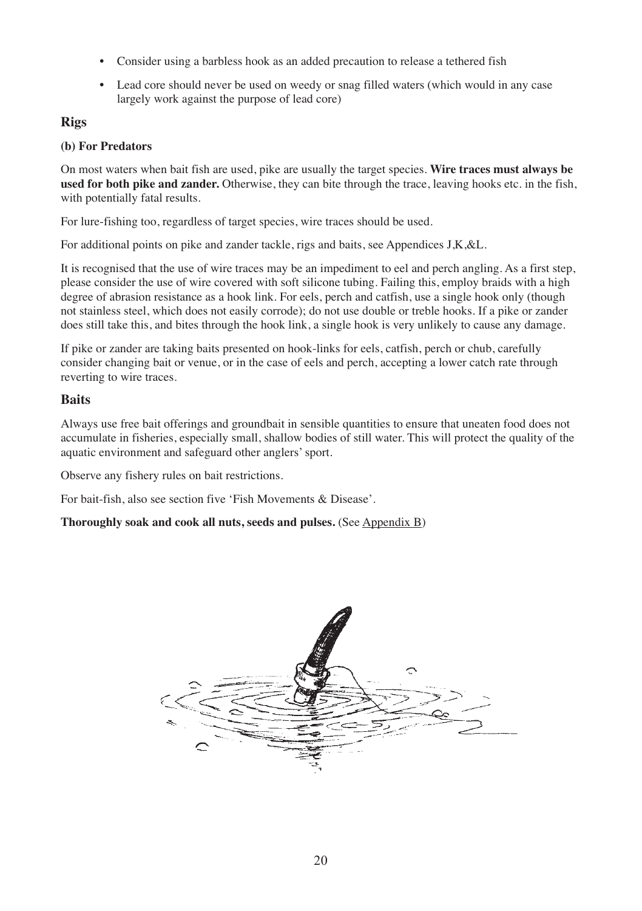- Consider using a barbless hook as an added precaution to release a tethered fish
- Lead core should never be used on weedy or snag filled waters (which would in any case largely work against the purpose of lead core)

## Rigs

#### (b) For Predators

On most waters when bait fish are used, pike are usually the target species. **Wire traces must always be used for both pike and zander.** Otherwise, they can bite through the trace, leaving hooks etc. in the fish, with potentially fatal results.

For lure-fishing too, regardless of target species, wire traces should be used.

For additional points on pike and zander tackle, rigs and baits, see Appendices J,K,&L.

It is recognised that the use of wire traces may be an impediment to eel and perch angling. As a first step, please consider the use of wire covered with soft silicone tubing. Failing this, employ braids with a high degree of abrasion resistance as a hook link. For eels, perch and catfish, use a single hook only (though not stainless steel, which does not easily corrode); do not use double or treble hooks. If a pike or zander does still take this, and bites through the hook link, a single hook is very unlikely to cause any damage.

If pike or zander are taking baits presented on hook-links for eels, catfish, perch or chub, carefully consider changing bait or venue, or in the case of eels and perch, accepting a lower catch rate through reverting to wire traces.

## Baits

Always use free bait offerings and groundbait in sensible quantities to ensure that uneaten food does not accumulate in fisheries, especially small, shallow bodies of still water. This will protect the quality of the aquatic environment and safeguard other anglers' sport.

Observe any fishery rules on bait restrictions.

For bait-fish, also see section five 'Fish Movements & Disease'.

**Thoroughly soak and cook all nuts, seeds and pulses.** (See Appendix B)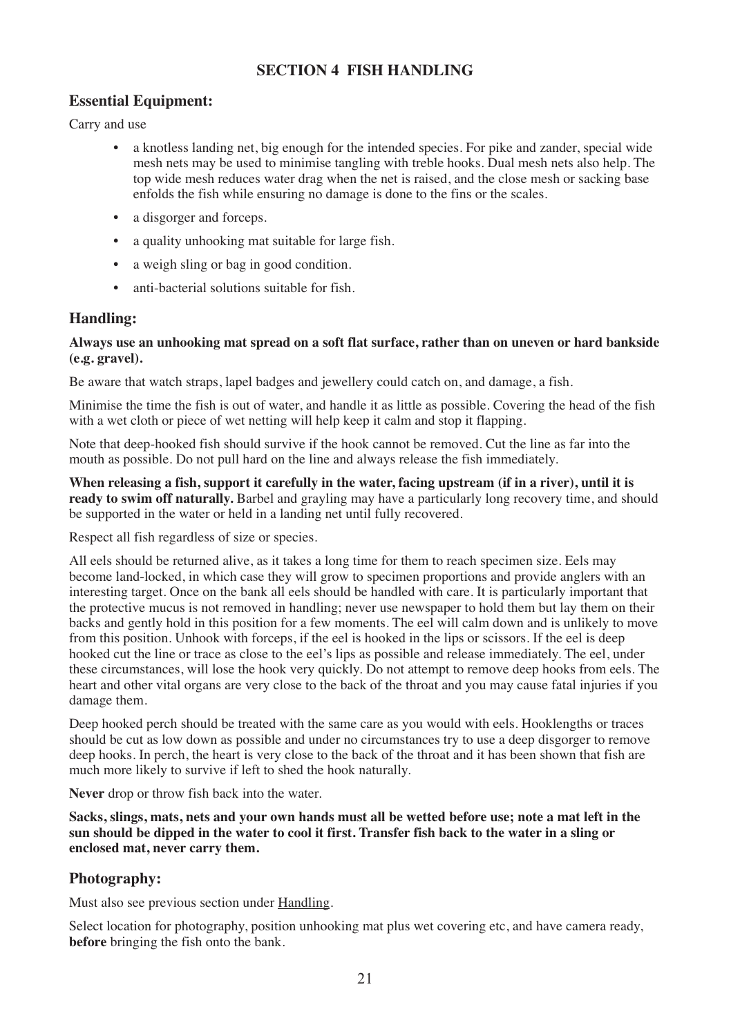# SECTION 4 FISH HANDLING

## Essential Equipment:

Carry and use

- a knotless landing net, big enough for the intended species. For pike and zander, special wide mesh nets may be used to minimise tangling with treble hooks. Dual mesh nets also help. The top wide mesh reduces water drag when the net is raised, and the close mesh or sacking base enfolds the fish while ensuring no damage is done to the fins or the scales.
- a disgorger and forceps.
- a quality unhooking mat suitable for large fish.
- a weigh sling or bag in good condition.
- anti-bacterial solutions suitable for fish.

## Handling:

**Always use an unhooking mat spread on a soft flat surface, rather than on uneven or hard bankside (e.g. gravel).**

Be aware that watch straps, lapel badges and jewellery could catch on, and damage, a fish.

Minimise the time the fish is out of water, and handle it as little as possible. Covering the head of the fish with a wet cloth or piece of wet netting will help keep it calm and stop it flapping.

Note that deep-hooked fish should survive if the hook cannot be removed. Cut the line as far into the mouth as possible. Do not pull hard on the line and always release the fish immediately.

**When releasing a fish, support it carefully in the water, facing upstream (if in a river), until it is ready to swim off naturally.** Barbel and grayling may have a particularly long recovery time, and should be supported in the water or held in a landing net until fully recovered.

Respect all fish regardless of size or species.

All eels should be returned alive, as it takes a long time for them to reach specimen size. Eels may become land-locked, in which case they will grow to specimen proportions and provide anglers with an interesting target. Once on the bank all eels should be handled with care. It is particularly important that the protective mucus is not removed in handling; never use newspaper to hold them but lay them on their backs and gently hold in this position for a few moments. The eel will calm down and is unlikely to move from this position. Unhook with forceps, if the eel is hooked in the lips or scissors. If the eel is deep hooked cut the line or trace as close to the eel's lips as possible and release immediately. The eel, under these circumstances, will lose the hook very quickly. Do not attempt to remove deep hooks from eels. The heart and other vital organs are very close to the back of the throat and you may cause fatal injuries if you damage them.

Deep hooked perch should be treated with the same care as you would with eels. Hooklengths or traces should be cut as low down as possible and under no circumstances try to use a deep disgorger to remove deep hooks. In perch, the heart is very close to the back of the throat and it has been shown that fish are much more likely to survive if left to shed the hook naturally.

**Never** drop or throw fish back into the water.

**Sacks, slings, mats, nets and your own hands must all be wetted before use; note a mat left in the sun should be dipped in the water to cool it first. Transfer fish back to the water in a sling or enclosed mat, never carry them.**

## Photography:

Must also see previous section under Handling.

Select location for photography, position unhooking mat plus wet covering etc, and have camera ready, **before** bringing the fish onto the bank.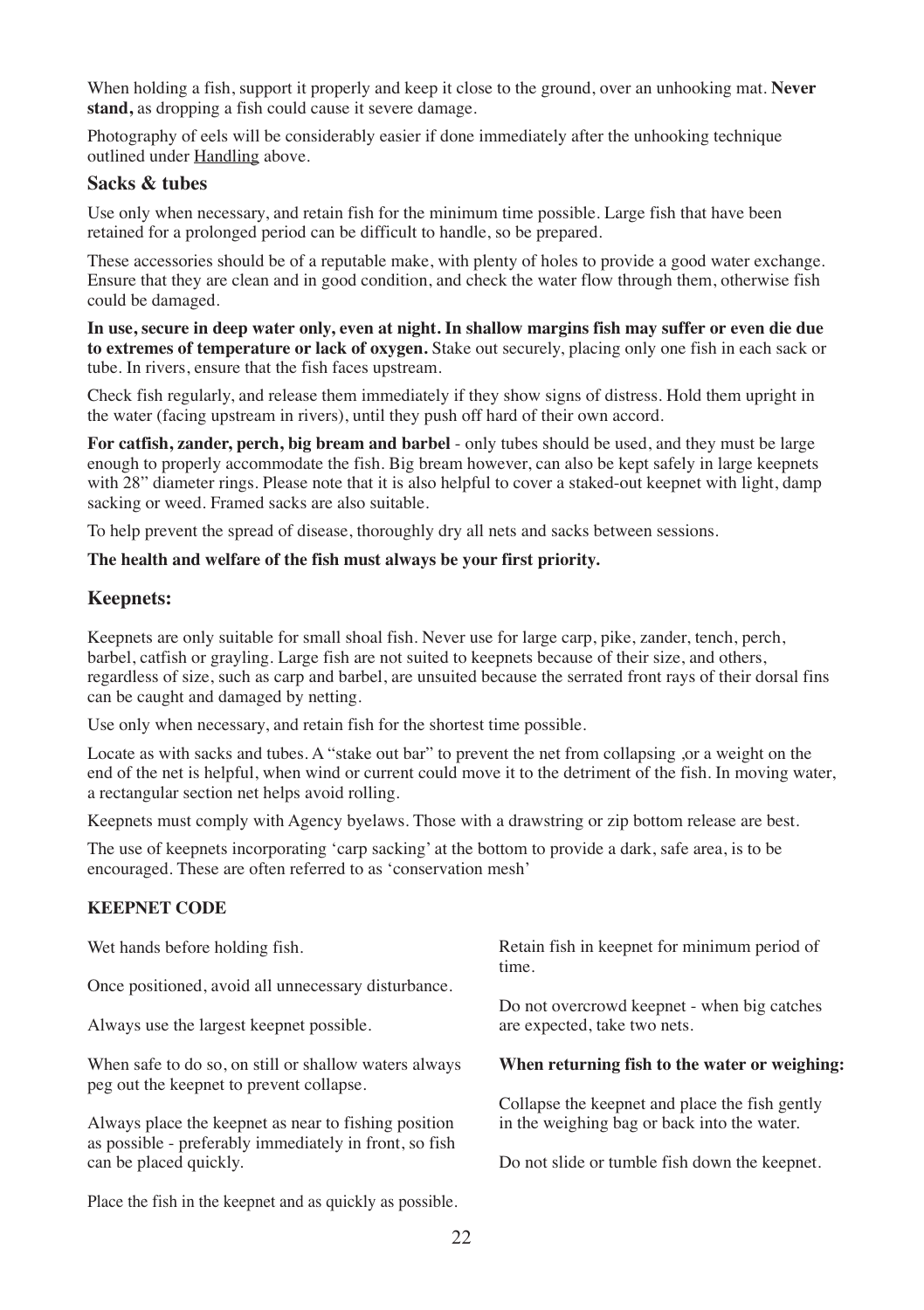When holding a fish, support it properly and keep it close to the ground, over an unhooking mat. **Never stand,** as dropping a fish could cause it severe damage.

Photography of eels will be considerably easier if done immediately after the unhooking technique outlined under Handling above.

### Sacks & tubes

Use only when necessary, and retain fish for the minimum time possible. Large fish that have been retained for a prolonged period can be difficult to handle, so be prepared.

These accessories should be of a reputable make, with plenty of holes to provide a good water exchange. Ensure that they are clean and in good condition, and check the water flow through them, otherwise fish could be damaged.

**In use, secure in deep water only, even at night. In shallow margins fish may suffer or even die due to extremes of temperature or lack of oxygen.** Stake out securely, placing only one fish in each sack or tube. In rivers, ensure that the fish faces upstream.

Check fish regularly, and release them immediately if they show signs of distress. Hold them upright in the water (facing upstream in rivers), until they push off hard of their own accord.

**For catfish, zander, perch, big bream and barbel** - only tubes should be used, and they must be large enough to properly accommodate the fish. Big bream however, can also be kept safely in large keepnets with 28" diameter rings. Please note that it is also helpful to cover a staked-out keepnet with light, damp sacking or weed. Framed sacks are also suitable.

To help prevent the spread of disease, thoroughly dry all nets and sacks between sessions.

**The health and welfare of the fish must always be your first priority.**

### Keepnets:

Keepnets are only suitable for small shoal fish. Never use for large carp, pike, zander, tench, perch, barbel, catfish or grayling. Large fish are not suited to keepnets because of their size, and others, regardless of size, such as carp and barbel, are unsuited because the serrated front rays of their dorsal fins can be caught and damaged by netting.

Use only when necessary, and retain fish for the shortest time possible.

Locate as with sacks and tubes. A "stake out bar" to prevent the net from collapsing ,or a weight on the end of the net is helpful, when wind or current could move it to the detriment of the fish. In moving water, a rectangular section net helps avoid rolling.

Keepnets must comply with Agency byelaws. Those with a drawstring or zip bottom release are best.

The use of keepnets incorporating 'carp sacking' at the bottom to provide a dark, safe area, is to be encouraged. These are often referred to as 'conservation mesh'

**KEEPNET CODE**

Wet hands before holding fish.

Once positioned, avoid all unnecessary disturbance.

Always use the largest keepnet possible.

When safe to do so, on still or shallow waters always peg out the keepnet to prevent collapse.

Always place the keepnet as near to fishing position as possible - preferably immediately in front, so fish can be placed quickly.

Place the fish in the keepnet and as quickly as possible.

Retain fish in keepnet for minimum period of time.

Do not overcrowd keepnet - when big catches are expected, take two nets.

**When returning fish to the water or weighing:**

Collapse the keepnet and place the fish gently in the weighing bag or back into the water.

Do not slide or tumble fish down the keepnet.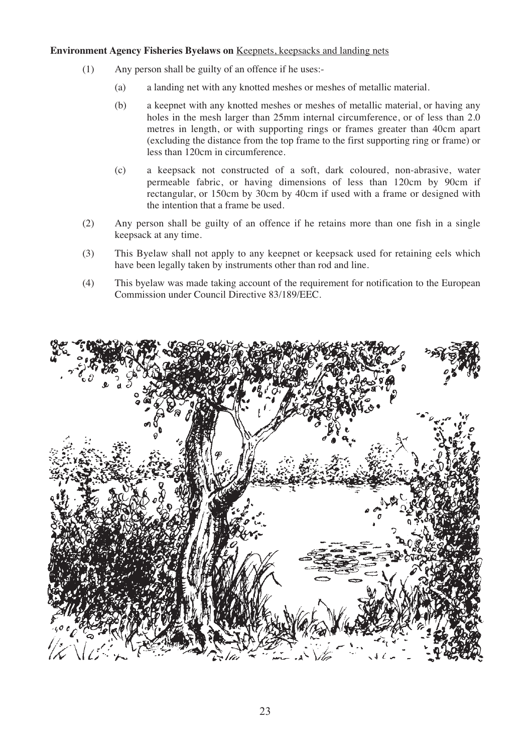**Environment Agency Fisheries Byelaws on** Keepnets, keepsacks and landing nets

(1) Any person shall be guilty of an offence if he uses:-

   (a) a landing net with any knotted meshes or meshes of metallic material.

   (b) a keepnet with any knotted meshes or meshes of metallic material, or having any holes in the mesh larger than 25mm internal circumference, or of less than 2.0 metres in length, or with supporting rings or frames greater than 40cm apart (excluding the distance from the top frame to the first supporting ring or frame) or less than 120cm in circumference.

   (c) a keepsack not constructed of a soft, dark coloured, non-abrasive, water permeable fabric, or having dimensions of less than 120cm by 90cm if rectangular, or 150cm by 30cm by 40cm if used with a frame or designed with the intention that a frame be used.

(2) Any person shall be guilty of an offence if he retains more than one fish in a single keepsack at any time.

(3) This Byelaw shall not apply to any keepnet or keepsack used for retaining eels which have been legally taken by instruments other than rod and line.

(4) This byelaw was made taking account of the requirement for notification to the European Commission under Council Directive 83/189/EEC.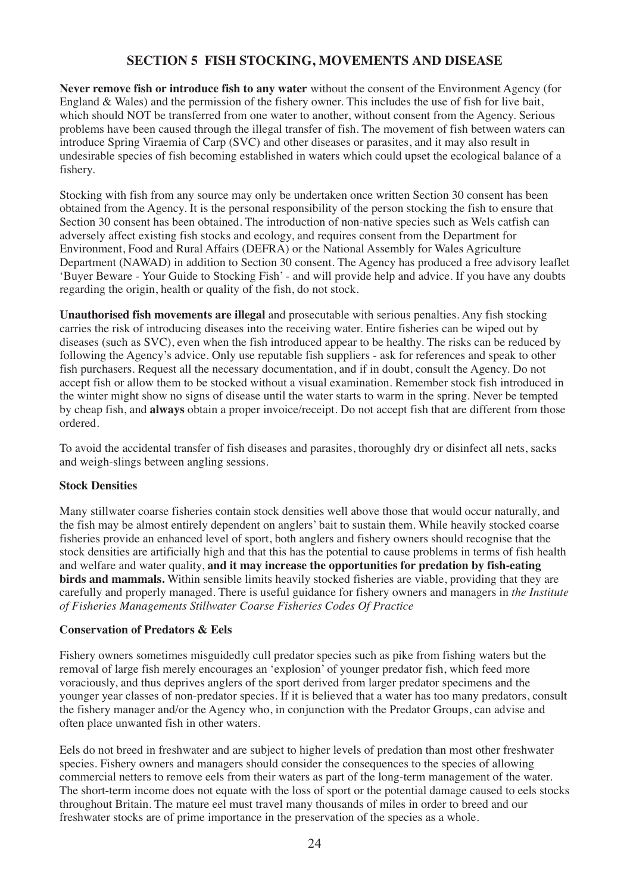## SECTION 5 FISH STOCKING, MOVEMENTS AND DISEASE

**Never remove fish or introduce fish to any water** without the consent of the Environment Agency (for England & Wales) and the permission of the fishery owner. This includes the use of fish for live bait, which should NOT be transferred from one water to another, without consent from the Agency. Serious problems have been caused through the illegal transfer of fish. The movement of fish between waters can introduce Spring Viraemia of Carp (SVC) and other diseases or parasites, and it may also result in undesirable species of fish becoming established in waters which could upset the ecological balance of a fishery.

Stocking with fish from any source may only be undertaken once written Section 30 consent has been obtained from the Agency. It is the personal responsibility of the person stocking the fish to ensure that Section 30 consent has been obtained. The introduction of non-native species such as Wels catfish can adversely affect existing fish stocks and ecology, and requires consent from the Department for Environment, Food and Rural Affairs (DEFRA) or the National Assembly for Wales Agriculture Department (NAWAD) in addition to Section 30 consent. The Agency has produced a free advisory leaflet 'Buyer Beware - Your Guide to Stocking Fish' - and will provide help and advice. If you have any doubts regarding the origin, health or quality of the fish, do not stock.

**Unauthorised fish movements are illegal** and prosecutable with serious penalties. Any fish stocking carries the risk of introducing diseases into the receiving water. Entire fisheries can be wiped out by diseases (such as SVC), even when the fish introduced appear to be healthy. The risks can be reduced by following the Agency's advice. Only use reputable fish suppliers - ask for references and speak to other fish purchasers. Request all the necessary documentation, and if in doubt, consult the Agency. Do not accept fish or allow them to be stocked without a visual examination. Remember stock fish introduced in the winter might show no signs of disease until the water starts to warm in the spring. Never be tempted by cheap fish, and **always** obtain a proper invoice/receipt. Do not accept fish that are different from those ordered.

To avoid the accidental transfer of fish diseases and parasites, thoroughly dry or disinfect all nets, sacks and weigh-slings between angling sessions.

### Stock Densities

Many stillwater coarse fisheries contain stock densities well above those that would occur naturally, and the fish may be almost entirely dependent on anglers' bait to sustain them. While heavily stocked coarse fisheries provide an enhanced level of sport, both anglers and fishery owners should recognise that the stock densities are artificially high and that this has the potential to cause problems in terms of fish health and welfare and water quality, **and it may increase the opportunities for predation by fish-eating birds and mammals.** Within sensible limits heavily stocked fisheries are viable, providing that they are carefully and properly managed. There is useful guidance for fishery owners and managers in *the Institute of Fisheries Managements Stillwater Coarse Fisheries Codes Of Practice*

### Conservation of Predators & Eels

Fishery owners sometimes misguidedly cull predator species such as pike from fishing waters but the removal of large fish merely encourages an 'explosion' of younger predator fish, which feed more voraciously, and thus deprives anglers of the sport derived from larger predator specimens and the younger year classes of non-predator species. If it is believed that a water has too many predators, consult the fishery manager and/or the Agency who, in conjunction with the Predator Groups, can advise and often place unwanted fish in other waters.

Eels do not breed in freshwater and are subject to higher levels of predation than most other freshwater species. Fishery owners and managers should consider the consequences to the species of allowing commercial netters to remove eels from their waters as part of the long-term management of the water. The short-term income does not equate with the loss of sport or the potential damage caused to eels stocks throughout Britain. The mature eel must travel many thousands of miles in order to breed and our freshwater stocks are of prime importance in the preservation of the species as a whole.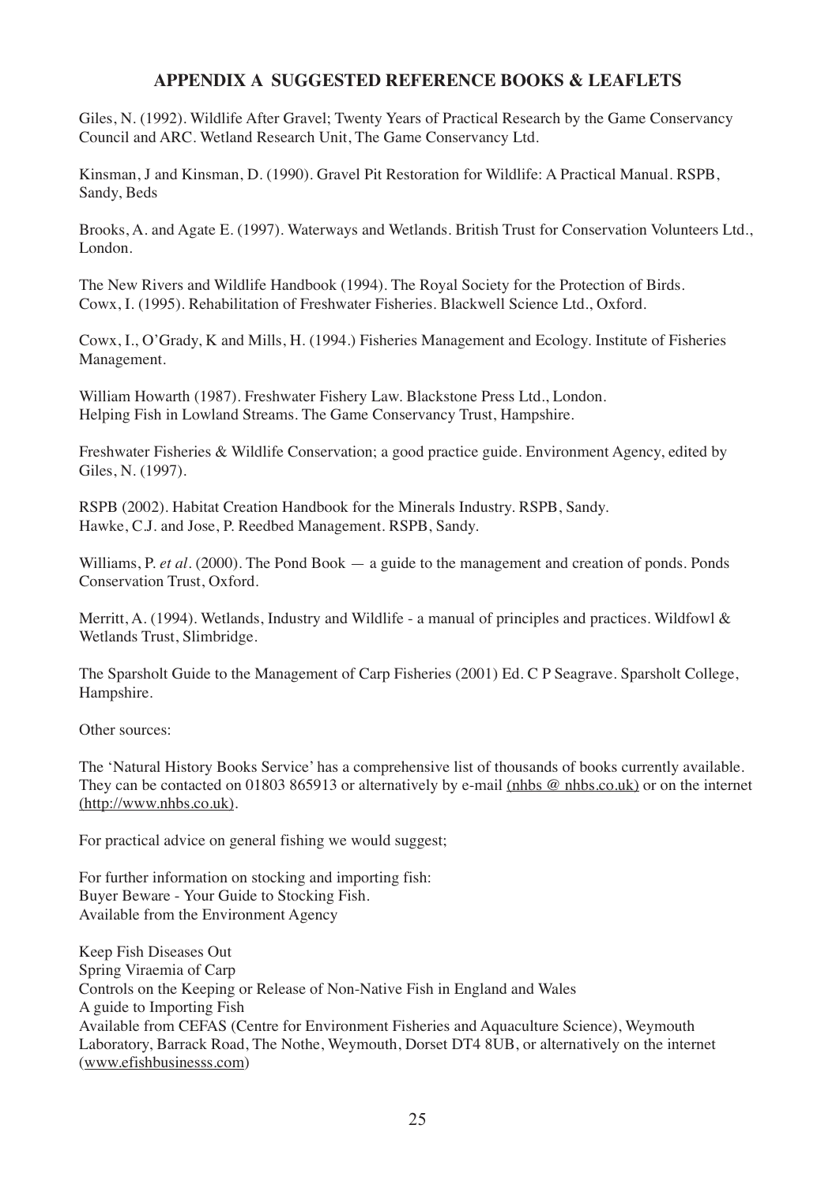## APPENDIX A SUGGESTED REFERENCE BOOKS & LEAFLETS

Giles, N. (1992). Wildlife After Gravel; Twenty Years of Practical Research by the Game Conservancy Council and ARC. Wetland Research Unit, The Game Conservancy Ltd.

Kinsman, J and Kinsman, D. (1990). Gravel Pit Restoration for Wildlife: A Practical Manual. RSPB, Sandy, Beds

Brooks, A. and Agate E. (1997). Waterways and Wetlands. British Trust for Conservation Volunteers Ltd., London.

The New Rivers and Wildlife Handbook (1994). The Royal Society for the Protection of Birds.
Cowx, I. (1995). Rehabilitation of Freshwater Fisheries. Blackwell Science Ltd., Oxford.

Cowx, I., O'Grady, K and Mills, H. (1994.) Fisheries Management and Ecology. Institute of Fisheries Management.

William Howarth (1987). Freshwater Fishery Law. Blackstone Press Ltd., London.
Helping Fish in Lowland Streams. The Game Conservancy Trust, Hampshire.

Freshwater Fisheries & Wildlife Conservation; a good practice guide. Environment Agency, edited by Giles, N. (1997).

RSPB (2002). Habitat Creation Handbook for the Minerals Industry. RSPB, Sandy.
Hawke, C.J. and Jose, P. Reedbed Management. RSPB, Sandy.

Williams, P. *et al*. (2000). The Pond Book — a guide to the management and creation of ponds. Ponds Conservation Trust, Oxford.

Merritt, A. (1994). Wetlands, Industry and Wildlife - a manual of principles and practices. Wildfowl & Wetlands Trust, Slimbridge.

The Sparsholt Guide to the Management of Carp Fisheries (2001) Ed. C P Seagrave. Sparsholt College, Hampshire.

Other sources:

The 'Natural History Books Service' has a comprehensive list of thousands of books currently available. They can be contacted on 01803 865913 or alternatively by e-mail (nhbs @ nhbs.co.uk) or on the internet (http://www.nhbs.co.uk).

For practical advice on general fishing we would suggest;

For further information on stocking and importing fish:
Buyer Beware - Your Guide to Stocking Fish.
Available from the Environment Agency

Keep Fish Diseases Out
Spring Viraemia of Carp
Controls on the Keeping or Release of Non-Native Fish in England and Wales
A guide to Importing Fish
Available from CEFAS (Centre for Environment Fisheries and Aquaculture Science), Weymouth Laboratory, Barrack Road, The Nothe, Weymouth, Dorset DT4 8UB, or alternatively on the internet (www.efishbusinesss.com)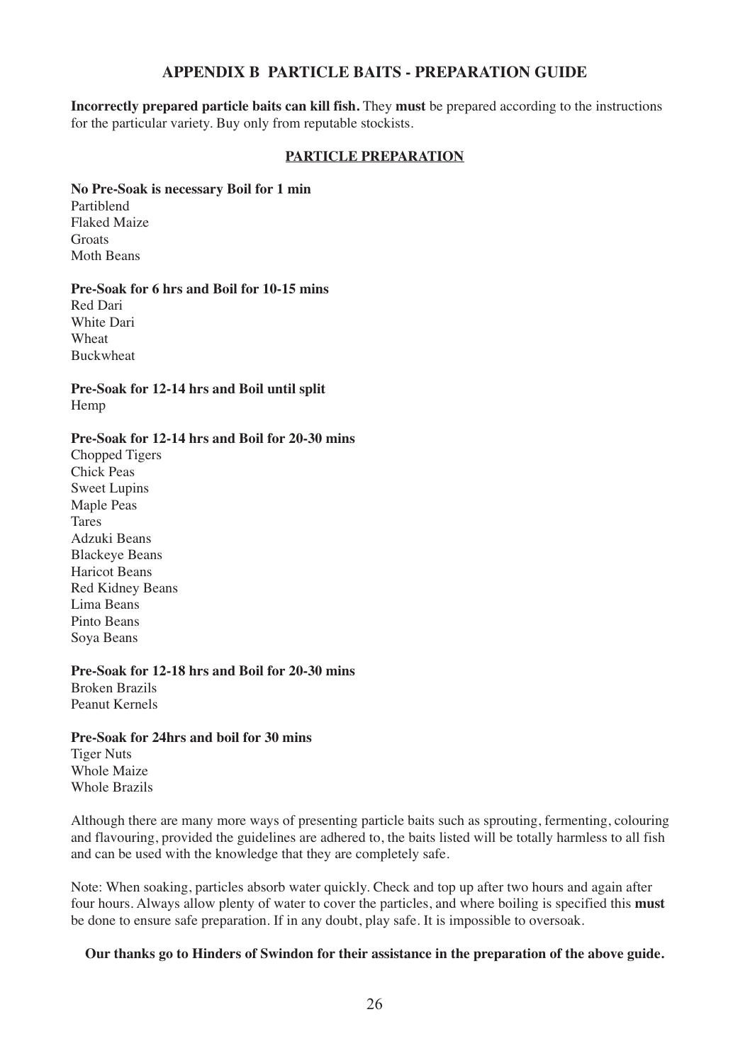## APPENDIX B PARTICLE BAITS - PREPARATION GUIDE

**Incorrectly prepared particle baits can kill fish.** They **must** be prepared according to the instructions for the particular variety. Buy only from reputable stockists.

### PARTICLE PREPARATION

**No Pre-Soak is necessary Boil for 1 min**

Partiblend
Flaked Maize
Groats
Moth Beans

**Pre-Soak for 6 hrs and Boil for 10-15 mins**

Red Dari
White Dari
Wheat
Buckwheat

**Pre-Soak for 12-14 hrs and Boil until split**

Hemp

**Pre-Soak for 12-14 hrs and Boil for 20-30 mins**

Chopped Tigers
Chick Peas
Sweet Lupins
Maple Peas
Tares
Adzuki Beans
Blackeye Beans
Haricot Beans
Red Kidney Beans
Lima Beans
Pinto Beans
Soya Beans

**Pre-Soak for 12-18 hrs and Boil for 20-30 mins**

Broken Brazils
Peanut Kernels

**Pre-Soak for 24hrs and boil for 30 mins**

Tiger Nuts
Whole Maize
Whole Brazils

Although there are many more ways of presenting particle baits such as sprouting, fermenting, colouring and flavouring, provided the guidelines are adhered to, the baits listed will be totally harmless to all fish and can be used with the knowledge that they are completely safe.

Note: When soaking, particles absorb water quickly. Check and top up after two hours and again after four hours. Always allow plenty of water to cover the particles, and where boiling is specified this **must** be done to ensure safe preparation. If in any doubt, play safe. It is impossible to oversoak.

**Our thanks go to Hinders of Swindon for their assistance in the preparation of the above guide.**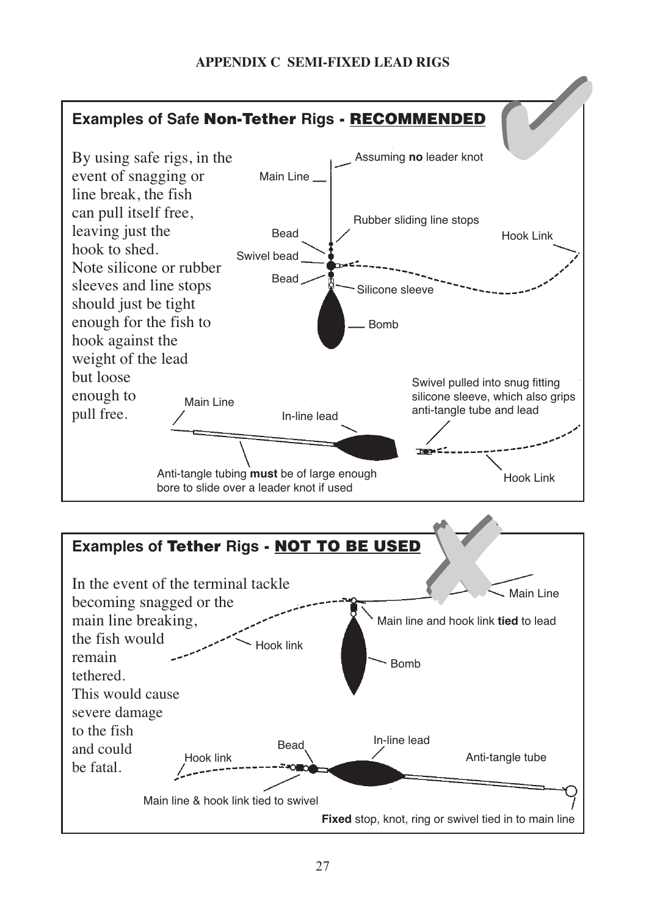## APPENDIX C SEMI-FIXED LEAD RIGS

### Examples of Safe **Non-Tether** Rigs - RECOMMENDED

By using safe rigs, in the event of snagging or line break, the fish can pull itself free, leaving just the hook to shed. Note silicone or rubber sleeves and line stops should just be tight enough for the fish to hook against the weight of the lead but loose enough to pull free.

Main Line

Assuming **no** leader knot

Rubber sliding line stops

Bead

Swivel bead

Bead

Hook Link

Silicone sleeve

Bomb

Main Line

In-line lead

Swivel pulled into snug fitting silicone sleeve, which also grips anti-tangle tube and lead

Anti-tangle tubing **must** be of large enough bore to slide over a leader knot if used

Hook Link

### Examples of **Tether** Rigs - NOT TO BE USED

In the event of the terminal tackle becoming snagged or the main line breaking, the fish would remain tethered. This would cause severe damage to the fish and could be fatal.

Main Line

Main line and hook link **tied** to lead

Hook link

Bomb

Bead

In-line lead

Hook link

Anti-tangle tube

Main line & hook link tied to swivel

**Fixed** stop, knot, ring or swivel tied in to main line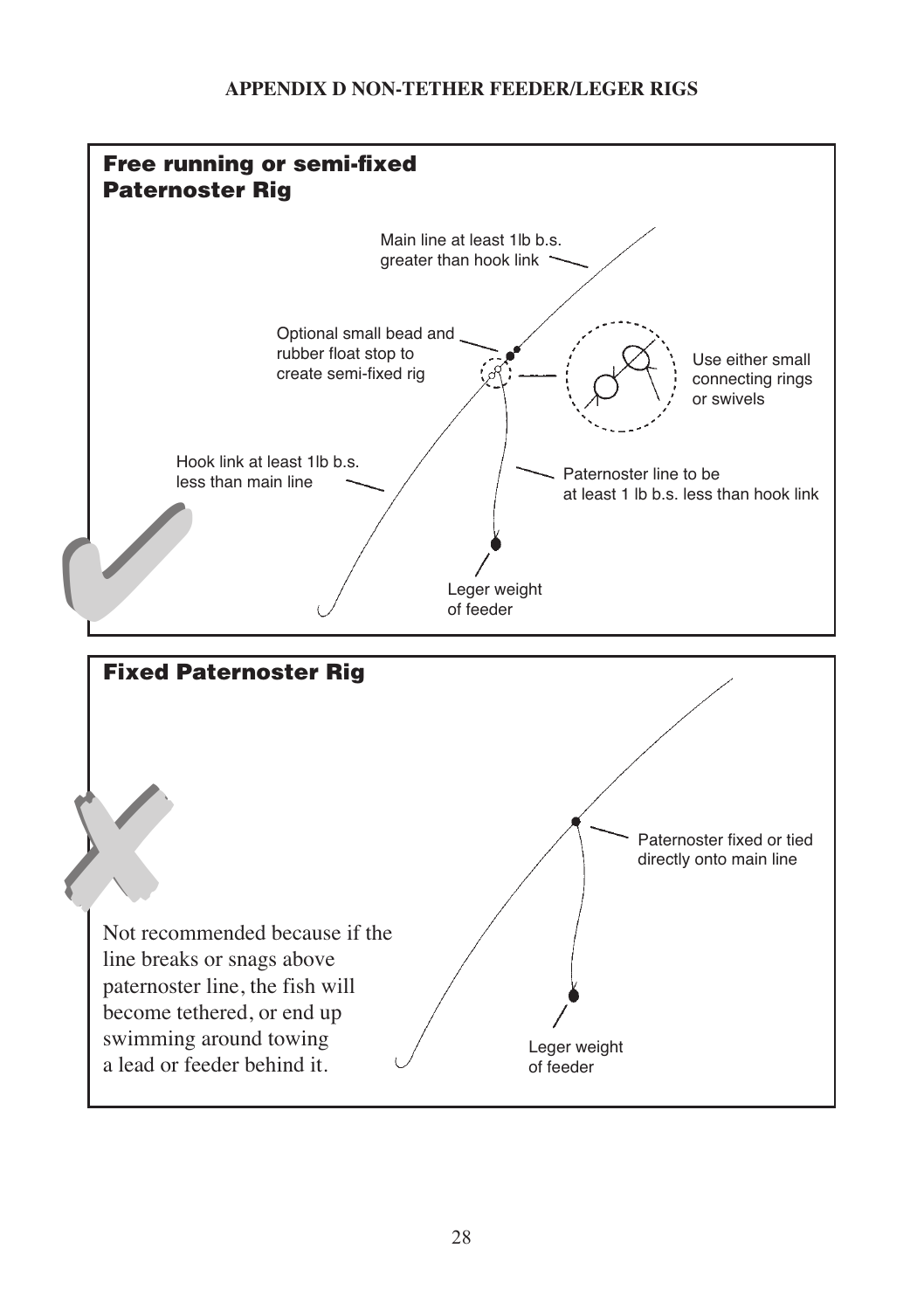## APPENDIX D NON-TETHER FEEDER/LEGER RIGS

### Free running or semi-fixed Paternoster Rig

Main line at least 1lb b.s. greater than hook link

Optional small bead and rubber float stop to create semi-fixed rig

Use either small connecting rings or swivels

Hook link at least 1lb b.s. less than main line

Paternoster line to be at least 1 lb b.s. less than hook link

Leger weight of feeder

### Fixed Paternoster Rig

Paternoster fixed or tied directly onto main line

Not recommended because if the line breaks or snags above paternoster line, the fish will become tethered, or end up swimming around towing a lead or feeder behind it.

Leger weight of feeder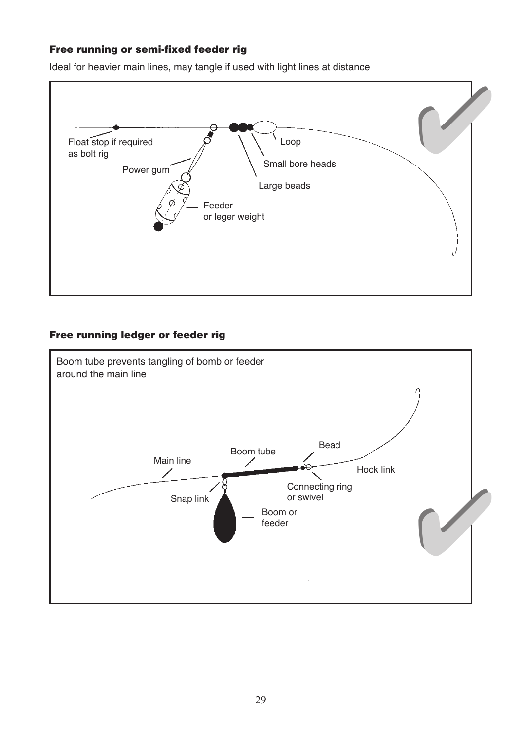### Free running or semi-fixed feeder rig

Ideal for heavier main lines, may tangle if used with light lines at distance

Float stop if required as bolt rig

Power gum

Loop

Small bore heads

Large beads

Feeder or leger weight

### Free running ledger or feeder rig

Boom tube prevents tangling of bomb or feeder around the main line

Main line

Boom tube

Bead

Hook link

Snap link

Connecting ring or swivel

Boom or feeder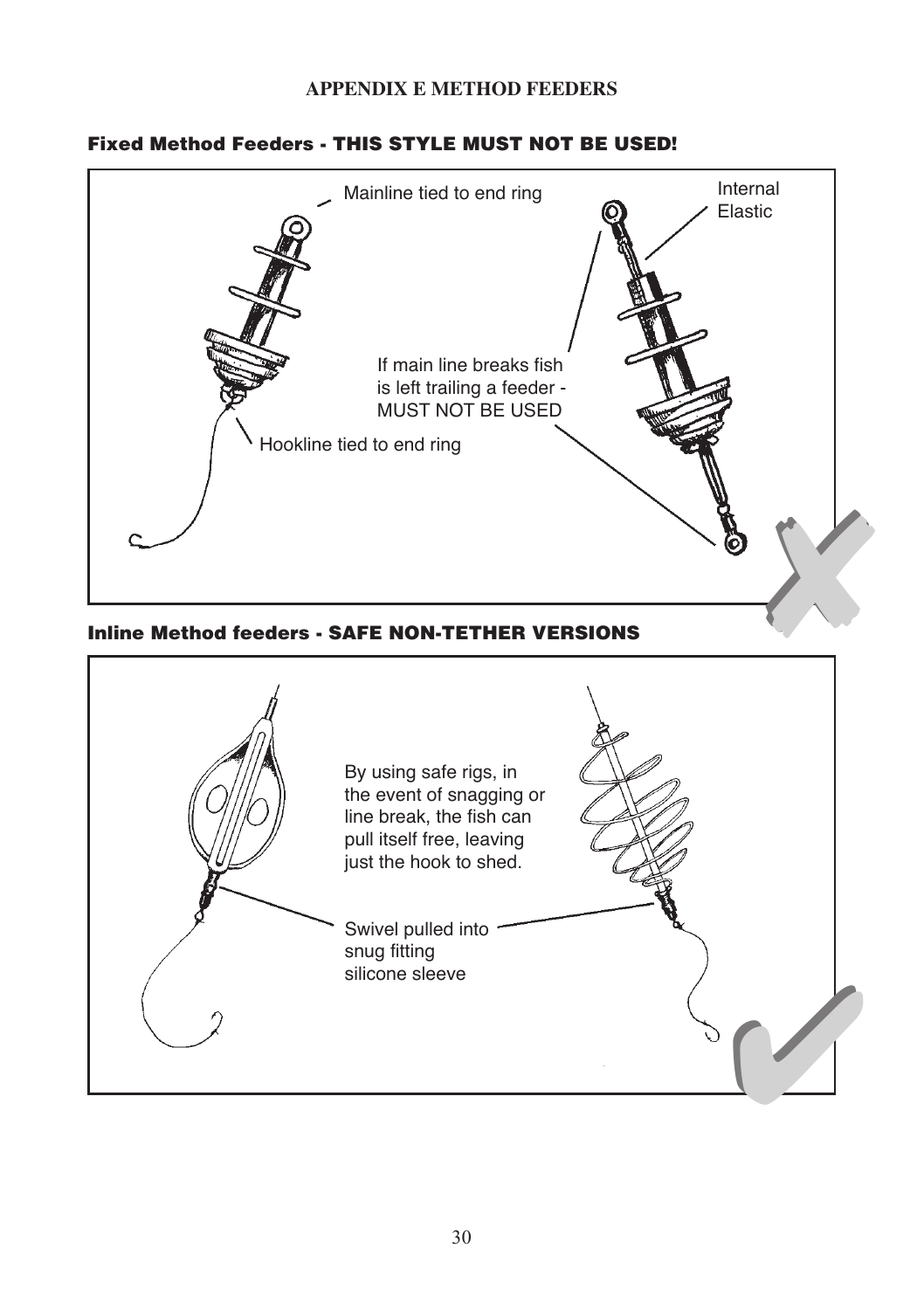# APPENDIX E METHOD FEEDERS

## Fixed Method Feeders - THIS STYLE MUST NOT BE USED!

Mainline tied to end ring

Internal Elastic

If main line breaks fish is left trailing a feeder - MUST NOT BE USED

Hookline tied to end ring

## Inline Method feeders - SAFE NON-TETHER VERSIONS

By using safe rigs, in the event of snagging or line break, the fish can pull itself free, leaving just the hook to shed.

Swivel pulled into snug fitting silicone sleeve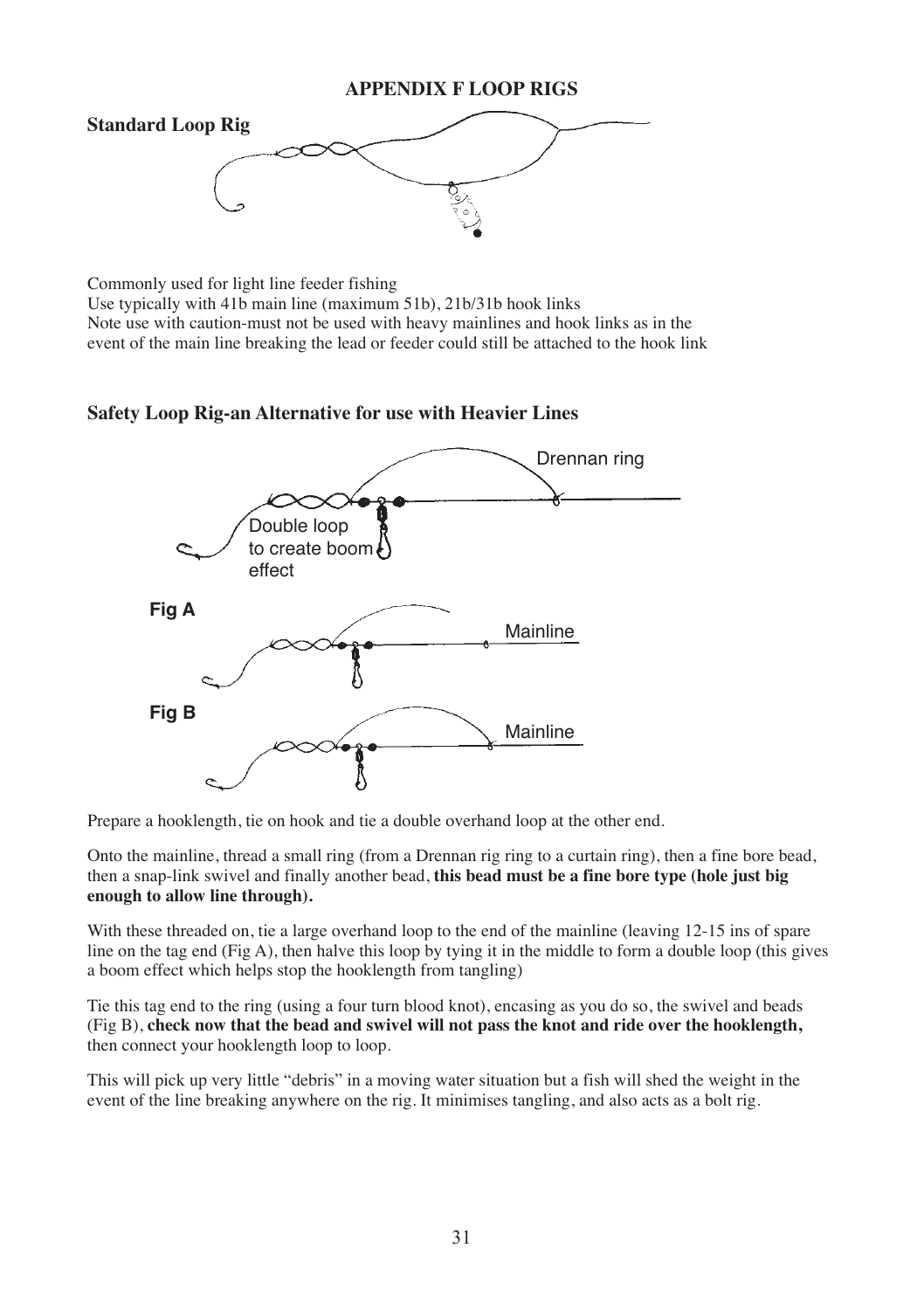# APPENDIX F LOOP RIGS

## Standard Loop Rig

Commonly used for light line feeder fishing
Use typically with 41b main line (maximum 51b), 21b/31b hook links
Note use with caution-must not be used with heavy mainlines and hook links as in the event of the main line breaking the lead or feeder could still be attached to the hook link

## Safety Loop Rig-an Alternative for use with Heavier Lines

Drennan ring

Double loop to create boom effect

**Fig A**

Mainline

**Fig B**

Mainline

Prepare a hooklength, tie on hook and tie a double overhand loop at the other end.

Onto the mainline, thread a small ring (from a Drennan rig ring to a curtain ring), then a fine bore bead, then a snap-link swivel and finally another bead, **this bead must be a fine bore type (hole just big enough to allow line through).**

With these threaded on, tie a large overhand loop to the end of the mainline (leaving 12-15 ins of spare line on the tag end (Fig A), then halve this loop by tying it in the middle to form a double loop (this gives a boom effect which helps stop the hooklength from tangling)

Tie this tag end to the ring (using a four turn blood knot), encasing as you do so, the swivel and beads (Fig B), **check now that the bead and swivel will not pass the knot and ride over the hooklength,** then connect your hooklength loop to loop.

This will pick up very little "debris" in a moving water situation but a fish will shed the weight in the event of the line breaking anywhere on the rig. It minimises tangling, and also acts as a bolt rig.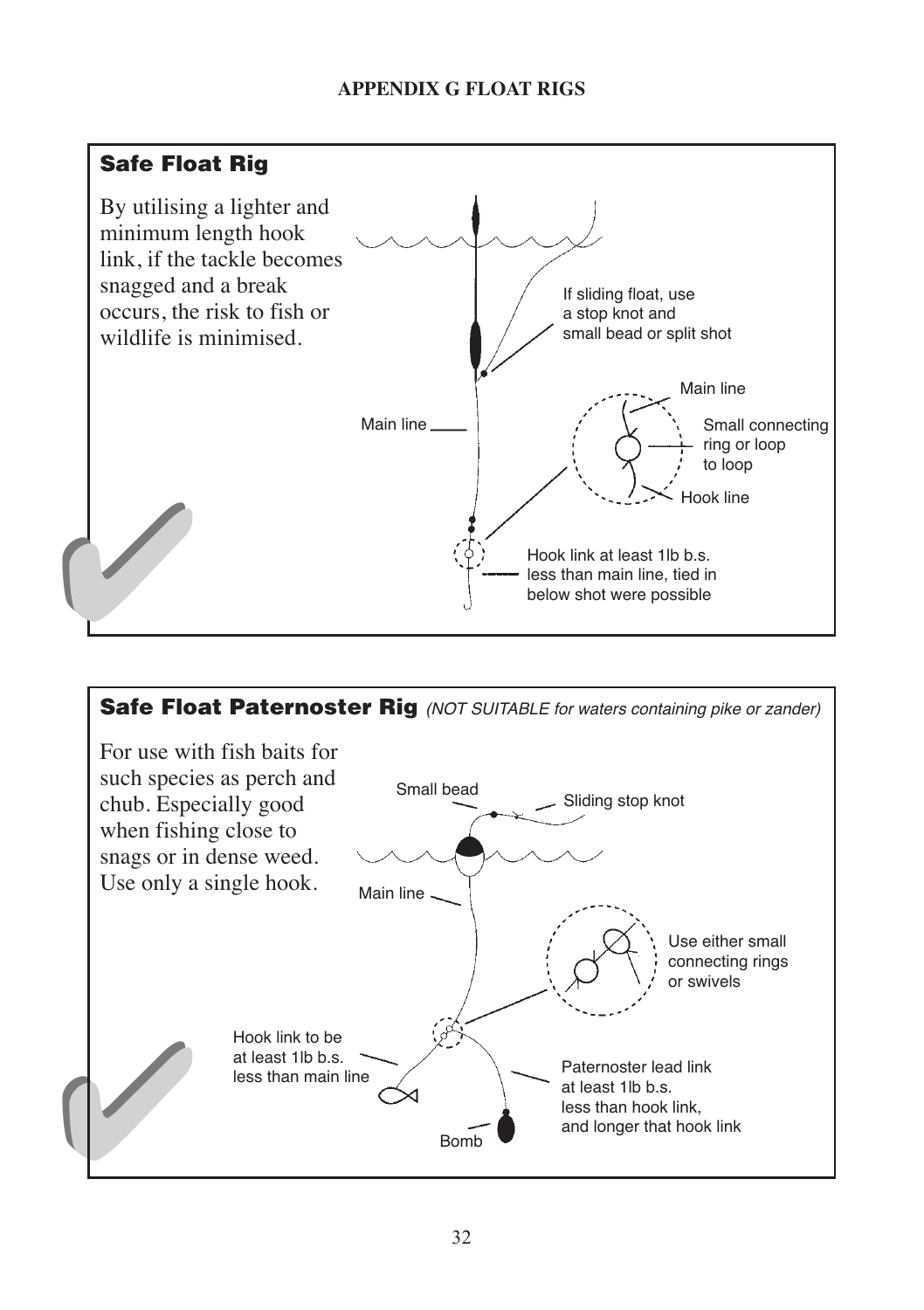# APPENDIX G FLOAT RIGS

## Safe Float Rig

By utilising a lighter and minimum length hook link, if the tackle becomes snagged and a break occurs, the risk to fish or wildlife is minimised.

If sliding float, use a stop knot and small bead or split shot

Main line

Main line

Small connecting ring or loop to loop

Hook line

Hook link at least 1lb b.s. less than main line, tied in below shot were possible

## Safe Float Paternoster Rig *(NOT SUITABLE for waters containing pike or zander)*

For use with fish baits for such species as perch and chub. Especially good when fishing close to snags or in dense weed. Use only a single hook.

Small bead

Sliding stop knot

Main line

Use either small connecting rings or swivels

Hook link to be at least 1lb b.s. less than main line

Paternoster lead link at least 1lb b.s. less than hook link, and longer that hook link

Bomb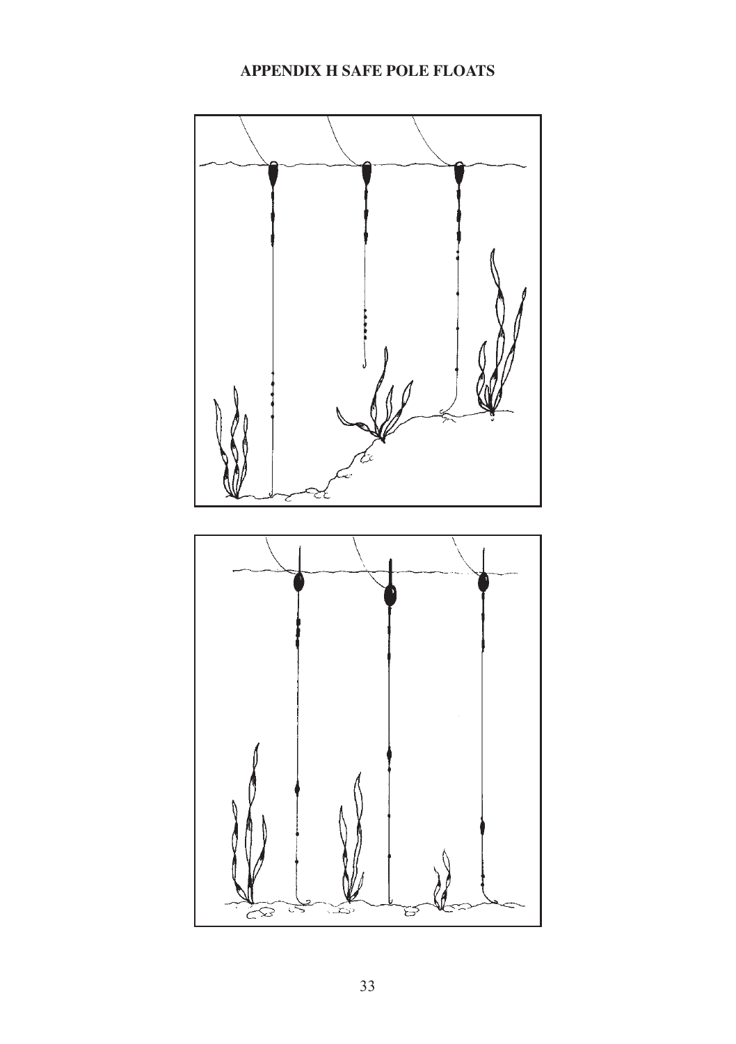# APPENDIX H SAFE POLE FLOATS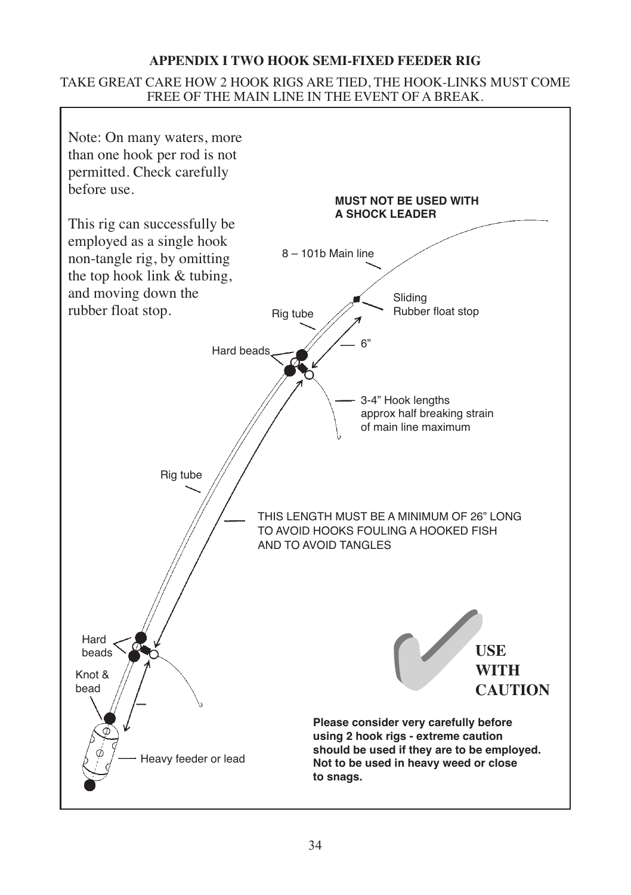## APPENDIX I TWO HOOK SEMI-FIXED FEEDER RIG

TAKE GREAT CARE HOW 2 HOOK RIGS ARE TIED, THE HOOK-LINKS MUST COME FREE OF THE MAIN LINE IN THE EVENT OF A BREAK.

Note: On many waters, more than one hook per rod is not permitted. Check carefully before use.

This rig can successfully be employed as a single hook non-tangle rig, by omitting the top hook link & tubing, and moving down the rubber float stop.

**MUST NOT BE USED WITH A SHOCK LEADER**

8 – 101b Main line

Sliding Rubber float stop

Rig tube

Hard beads

6"

3-4" Hook lengths approx half breaking strain of main line maximum

Rig tube

THIS LENGTH MUST BE A MINIMUM OF 26" LONG TO AVOID HOOKS FOULING A HOOKED FISH AND TO AVOID TANGLES

Hard beads

Knot & bead

Heavy feeder or lead

**USE WITH CAUTION**

**Please consider very carefully before using 2 hook rigs - extreme caution should be used if they are to be employed. Not to be used in heavy weed or close to snags.**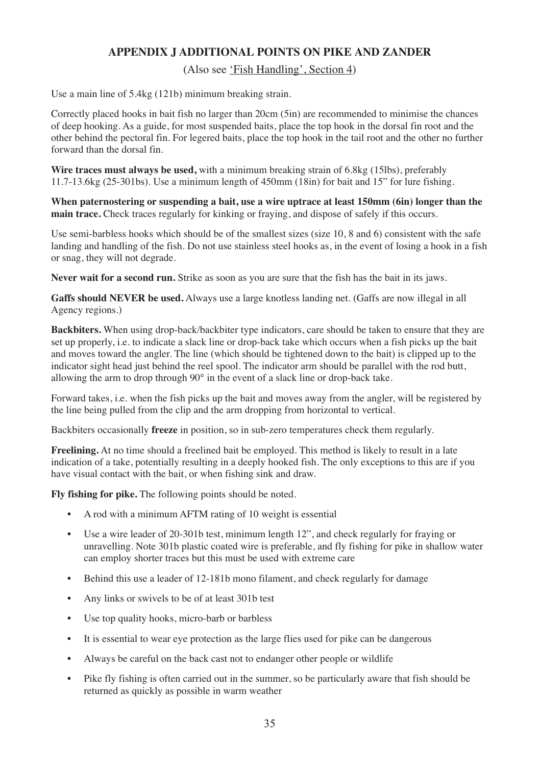## APPENDIX J ADDITIONAL POINTS ON PIKE AND ZANDER

(Also see 'Fish Handling', Section 4)

Use a main line of 5.4kg (121b) minimum breaking strain.

Correctly placed hooks in bait fish no larger than 20cm (5in) are recommended to minimise the chances of deep hooking. As a guide, for most suspended baits, place the top hook in the dorsal fin root and the other behind the pectoral fin. For legered baits, place the top hook in the tail root and the other no further forward than the dorsal fin.

**Wire traces must always be used,** with a minimum breaking strain of 6.8kg (15lbs), preferably 11.7-13.6kg (25-301bs). Use a minimum length of 450mm (18in) for bait and 15" for lure fishing.

**When paternostering or suspending a bait, use a wire uptrace at least 150mm (6in) longer than the main trace.** Check traces regularly for kinking or fraying, and dispose of safely if this occurs.

Use semi-barbless hooks which should be of the smallest sizes (size 10, 8 and 6) consistent with the safe landing and handling of the fish. Do not use stainless steel hooks as, in the event of losing a hook in a fish or snag, they will not degrade.

**Never wait for a second run.** Strike as soon as you are sure that the fish has the bait in its jaws.

**Gaffs should NEVER be used.** Always use a large knotless landing net. (Gaffs are now illegal in all Agency regions.)

**Backbiters.** When using drop-back/backbiter type indicators, care should be taken to ensure that they are set up properly, i.e. to indicate a slack line or drop-back take which occurs when a fish picks up the bait and moves toward the angler. The line (which should be tightened down to the bait) is clipped up to the indicator sight head just behind the reel spool. The indicator arm should be parallel with the rod butt, allowing the arm to drop through 90° in the event of a slack line or drop-back take.

Forward takes, i.e. when the fish picks up the bait and moves away from the angler, will be registered by the line being pulled from the clip and the arm dropping from horizontal to vertical.

Backbiters occasionally **freeze** in position, so in sub-zero temperatures check them regularly.

**Freelining.** At no time should a freelined bait be employed. This method is likely to result in a late indication of a take, potentially resulting in a deeply hooked fish. The only exceptions to this are if you have visual contact with the bait, or when fishing sink and draw.

**Fly fishing for pike.** The following points should be noted.

- A rod with a minimum AFTM rating of 10 weight is essential
- Use a wire leader of 20-301b test, minimum length 12", and check regularly for fraying or unravelling. Note 301b plastic coated wire is preferable, and fly fishing for pike in shallow water can employ shorter traces but this must be used with extreme care
- Behind this use a leader of 12-181b mono filament, and check regularly for damage
- Any links or swivels to be of at least 301b test
- Use top quality hooks, micro-barb or barbless
- It is essential to wear eye protection as the large flies used for pike can be dangerous
- Always be careful on the back cast not to endanger other people or wildlife
- Pike fly fishing is often carried out in the summer, so be particularly aware that fish should be returned as quickly as possible in warm weather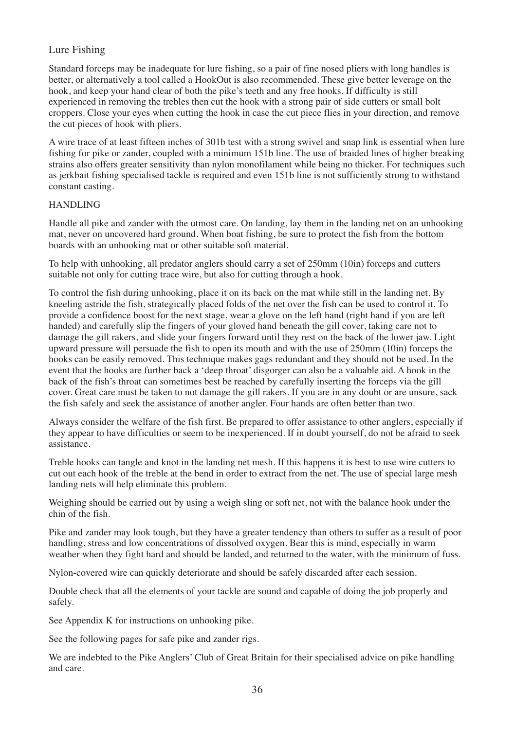## Lure Fishing

Standard forceps may be inadequate for lure fishing, so a pair of fine nosed pliers with long handles is better, or alternatively a tool called a HookOut is also recommended. These give better leverage on the hook, and keep your hand clear of both the pike's teeth and any free hooks. If difficulty is still experienced in removing the trebles then cut the hook with a strong pair of side cutters or small bolt croppers. Close your eyes when cutting the hook in case the cut piece flies in your direction, and remove the cut pieces of hook with pliers.

A wire trace of at least fifteen inches of 30lb test with a strong swivel and snap link is essential when lure fishing for pike or zander, coupled with a minimum 15lb line. The use of braided lines of higher breaking strains also offers greater sensitivity than nylon monofilament while being no thicker. For techniques such as jerkbait fishing specialised tackle is required and even 15lb line is not sufficiently strong to withstand constant casting.

## HANDLING

Handle all pike and zander with the utmost care. On landing, lay them in the landing net on an unhooking mat, never on uncovered hard ground. When boat fishing, be sure to protect the fish from the bottom boards with an unhooking mat or other suitable soft material.

To help with unhooking, all predator anglers should carry a set of 250mm (10in) forceps and cutters suitable not only for cutting trace wire, but also for cutting through a hook.

To control the fish during unhooking, place it on its back on the mat while still in the landing net. By kneeling astride the fish, strategically placed folds of the net over the fish can be used to control it. To provide a confidence boost for the next stage, wear a glove on the left hand (right hand if you are left handed) and carefully slip the fingers of your gloved hand beneath the gill cover, taking care not to damage the gill rakers, and slide your fingers forward until they rest on the back of the lower jaw. Light upward pressure will persuade the fish to open its mouth and with the use of 250mm (10in) forceps the hooks can be easily removed. This technique makes gags redundant and they should not be used. In the event that the hooks are further back a 'deep throat' disgorger can also be a valuable aid. A hook in the back of the fish's throat can sometimes best be reached by carefully inserting the forceps via the gill cover. Great care must be taken to not damage the gill rakers. If you are in any doubt or are unsure, sack the fish safely and seek the assistance of another angler. Four hands are often better than two.

Always consider the welfare of the fish first. Be prepared to offer assistance to other anglers, especially if they appear to have difficulties or seem to be inexperienced. If in doubt yourself, do not be afraid to seek assistance.

Treble hooks can tangle and knot in the landing net mesh. If this happens it is best to use wire cutters to cut out each hook of the treble at the bend in order to extract from the net. The use of special large mesh landing nets will help eliminate this problem.

Weighing should be carried out by using a weigh sling or soft net, not with the balance hook under the chin of the fish.

Pike and zander may look tough, but they have a greater tendency than others to suffer as a result of poor handling, stress and low concentrations of dissolved oxygen. Bear this is mind, especially in warm weather when they fight hard and should be landed, and returned to the water, with the minimum of fuss.

Nylon-covered wire can quickly deteriorate and should be safely discarded after each session.

Double check that all the elements of your tackle are sound and capable of doing the job properly and safely.

See Appendix K for instructions on unhooking pike.

See the following pages for safe pike and zander rigs.

We are indebted to the Pike Anglers' Club of Great Britain for their specialised advice on pike handling and care.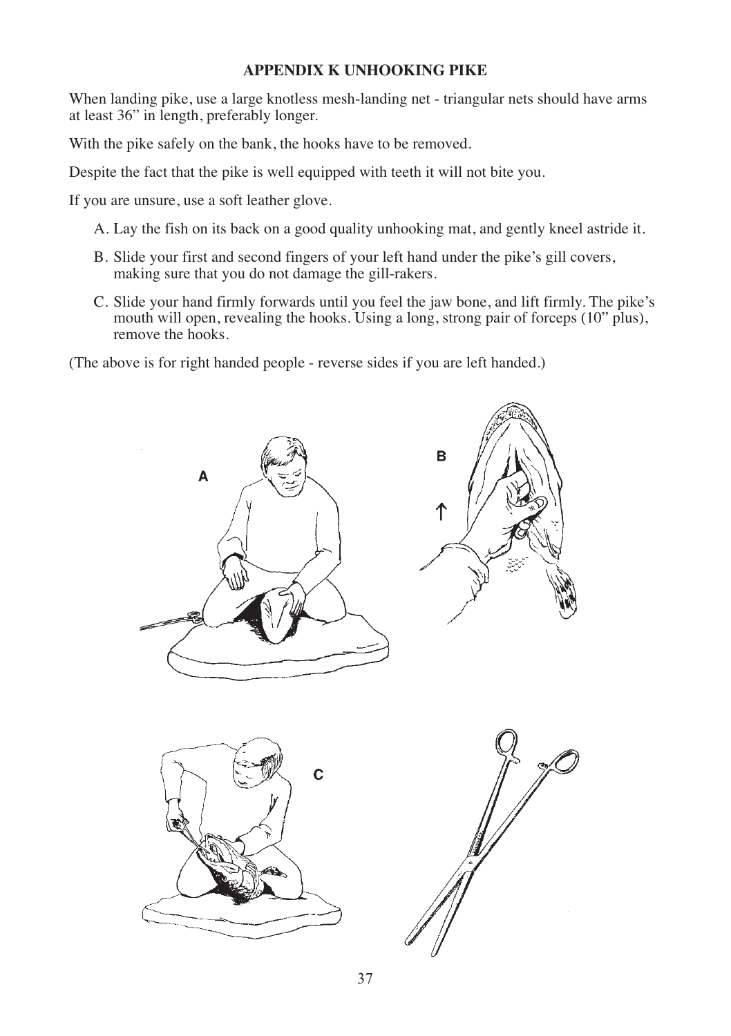## APPENDIX K UNHOOKING PIKE

When landing pike, use a large knotless mesh-landing net - triangular nets should have arms at least 36" in length, preferably longer.

With the pike safely on the bank, the hooks have to be removed.

Despite the fact that the pike is well equipped with teeth it will not bite you.

If you are unsure, use a soft leather glove.

A. Lay the fish on its back on a good quality unhooking mat, and gently kneel astride it.

B. Slide your first and second fingers of your left hand under the pike's gill covers, making sure that you do not damage the gill-rakers.

C. Slide your hand firmly forwards until you feel the jaw bone, and lift firmly. The pike's mouth will open, revealing the hooks. Using a long, strong pair of forceps (10" plus), remove the hooks.

(The above is for right handed people - reverse sides if you are left handed.)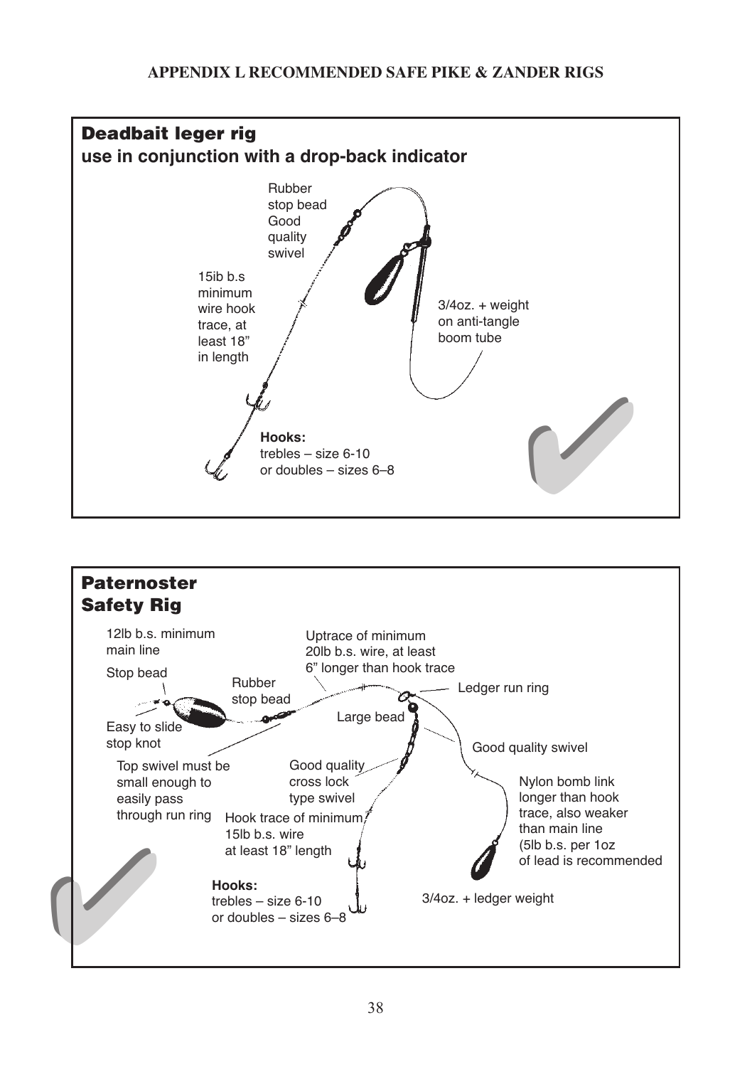## APPENDIX L RECOMMENDED SAFE PIKE & ZANDER RIGS

### Deadbait leger rig
**use in conjunction with a drop-back indicator**

Rubber stop bead

Good quality swivel

15ib b.s minimum wire hook trace, at least 18" in length

3/4oz. + weight on anti-tangle boom tube

**Hooks:**
trebles – size 6-10
or doubles – sizes 6–8

### Paternoster Safety Rig

12lb b.s. minimum main line

Stop bead

Easy to slide stop knot

Rubber stop bead

Top swivel must be small enough to easily pass through run ring

Uptrace of minimum 20lb b.s. wire, at least 6" longer than hook trace

Ledger run ring

Large bead

Good quality cross lock type swivel

Good quality swivel

Hook trace of minimum 15lb b.s. wire at least 18" length

Nylon bomb link longer than hook trace, also weaker than main line (5lb b.s. per 1oz of lead is recommended

3/4oz. + ledger weight

**Hooks:**
trebles – size 6-10
or doubles – sizes 6–8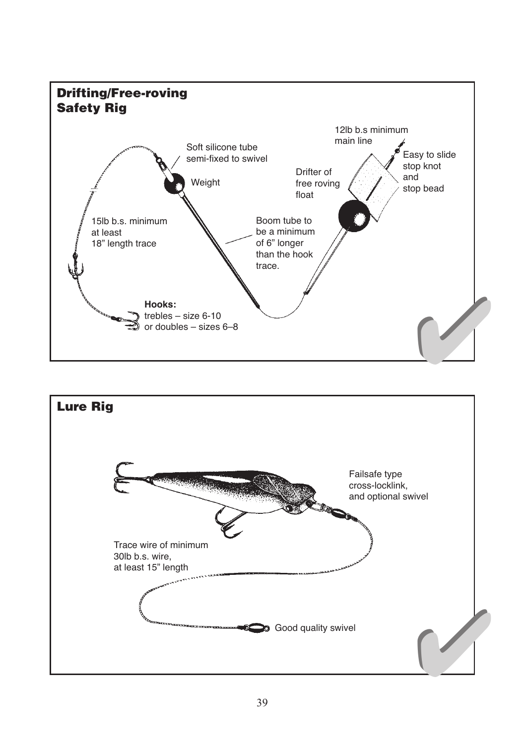## Drifting/Free-roving Safety Rig

12lb b.s minimum main line

Easy to slide stop knot and stop bead

Soft silicone tube semi-fixed to swivel

Drifter of free roving float

Weight

15lb b.s. minimum at least 18” length trace

Boom tube to be a minimum of 6” longer than the hook trace.

**Hooks:**
trebles – size 6-10
or doubles – sizes 6–8

## Lure Rig

Failsafe type cross-locklink, and optional swivel

Trace wire of minimum 30lb b.s. wire, at least 15” length

Good quality swivel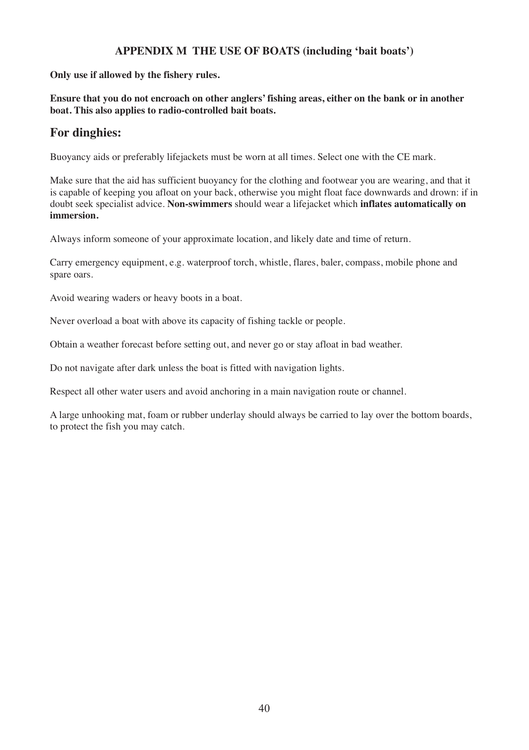# APPENDIX M  THE USE OF BOATS (including 'bait boats')

**Only use if allowed by the fishery rules.**

**Ensure that you do not encroach on other anglers' fishing areas, either on the bank or in another boat. This also applies to radio-controlled bait boats.**

## For dinghies:

Buoyancy aids or preferably lifejackets must be worn at all times. Select one with the CE mark.

Make sure that the aid has sufficient buoyancy for the clothing and footwear you are wearing, and that it is capable of keeping you afloat on your back, otherwise you might float face downwards and drown: if in doubt seek specialist advice. **Non-swimmers** should wear a lifejacket which **inflates automatically on immersion.**

Always inform someone of your approximate location, and likely date and time of return.

Carry emergency equipment, e.g. waterproof torch, whistle, flares, baler, compass, mobile phone and spare oars.

Avoid wearing waders or heavy boots in a boat.

Never overload a boat with above its capacity of fishing tackle or people.

Obtain a weather forecast before setting out, and never go or stay afloat in bad weather.

Do not navigate after dark unless the boat is fitted with navigation lights.

Respect all other water users and avoid anchoring in a main navigation route or channel.

A large unhooking mat, foam or rubber underlay should always be carried to lay over the bottom boards, to protect the fish you may catch.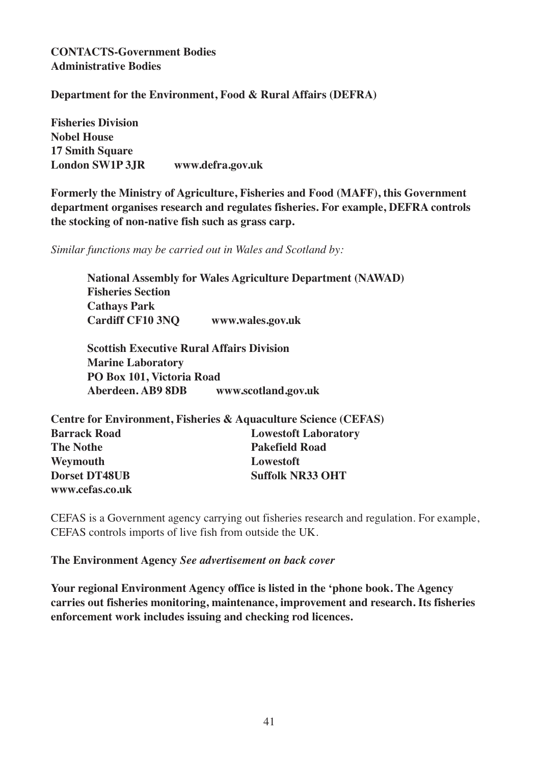**CONTACTS-Government Bodies**
**Administrative Bodies**

**Department for the Environment, Food & Rural Affairs (DEFRA)**

**Fisheries Division**
**Nobel House**
**17 Smith Square**
**London SW1P 3JR     www.defra.gov.uk**

**Formerly the Ministry of Agriculture, Fisheries and Food (MAFF), this Government department organises research and regulates fisheries. For example, DEFRA controls the stocking of non-native fish such as grass carp.**

*Similar functions may be carried out in Wales and Scotland by:*

> **National Assembly for Wales Agriculture Department (NAWAD)**
> **Fisheries Section**
> **Cathays Park**
> **Cardiff CF10 3NQ     www.wales.gov.uk**
>
> **Scottish Executive Rural Affairs Division**
> **Marine Laboratory**
> **PO Box 101, Victoria Road**
> **Aberdeen. AB9 8DB     www.scotland.gov.uk**

**Centre for Environment, Fisheries & Aquaculture Science (CEFAS)**

**Barrack Road**
**The Nothe**
**Weymouth**
**Dorset DT48UB**
**www.cefas.co.uk**

**Lowestoft Laboratory**
**Pakefield Road**
**Lowestoft**
**Suffolk NR33 OHT**

CEFAS is a Government agency carrying out fisheries research and regulation. For example, CEFAS controls imports of live fish from outside the UK.

**The Environment Agency** ***See advertisement on back cover***

**Your regional Environment Agency office is listed in the 'phone book. The Agency carries out fisheries monitoring, maintenance, improvement and research. Its fisheries enforcement work includes issuing and checking rod licences.**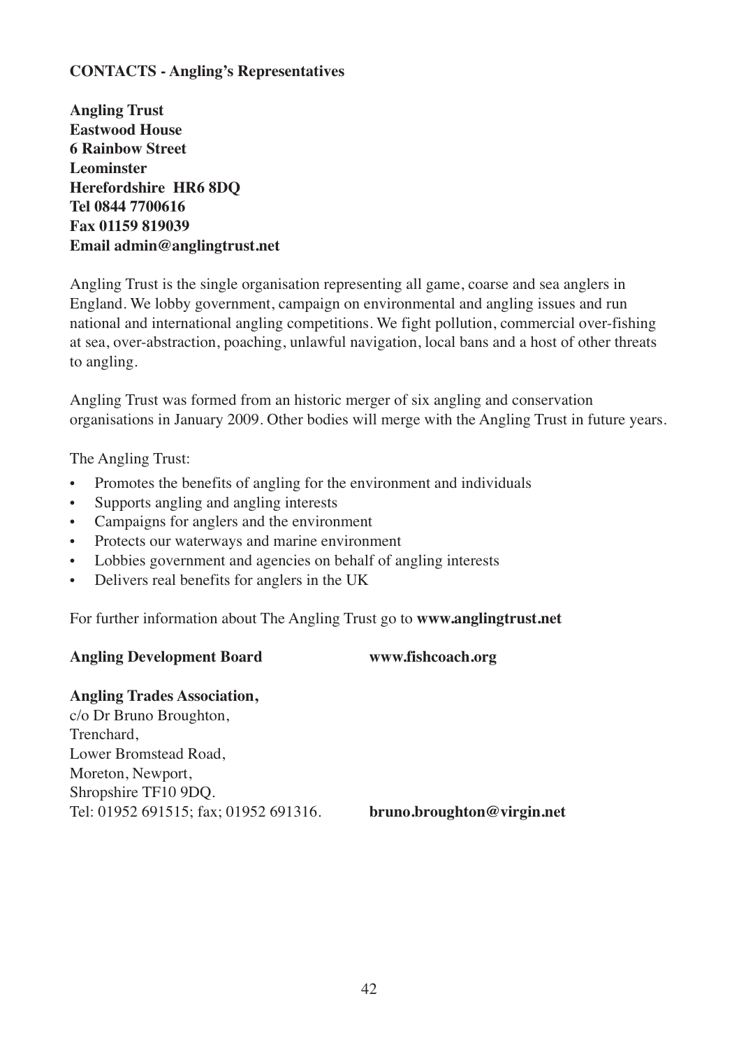**CONTACTS - Angling's Representatives**

**Angling Trust**
**Eastwood House**
**6 Rainbow Street**
**Leominster**
**Herefordshire HR6 8DQ**
**Tel 0844 7700616**
**Fax 01159 819039**
**Email admin@anglingtrust.net**

Angling Trust is the single organisation representing all game, coarse and sea anglers in England. We lobby government, campaign on environmental and angling issues and run national and international angling competitions. We fight pollution, commercial over-fishing at sea, over-abstraction, poaching, unlawful navigation, local bans and a host of other threats to angling.

Angling Trust was formed from an historic merger of six angling and conservation organisations in January 2009. Other bodies will merge with the Angling Trust in future years.

The Angling Trust:

- Promotes the benefits of angling for the environment and individuals
- Supports angling and angling interests
- Campaigns for anglers and the environment
- Protects our waterways and marine environment
- Lobbies government and agencies on behalf of angling interests
- Delivers real benefits for anglers in the UK

For further information about The Angling Trust go to **www.anglingtrust.net**

**Angling Development Board** **www.fishcoach.org**

**Angling Trades Association,**
c/o Dr Bruno Broughton,
Trenchard,
Lower Bromstead Road,
Moreton, Newport,
Shropshire TF10 9DQ.
Tel: 01952 691515; fax; 01952 691316. **bruno.broughton@virgin.net**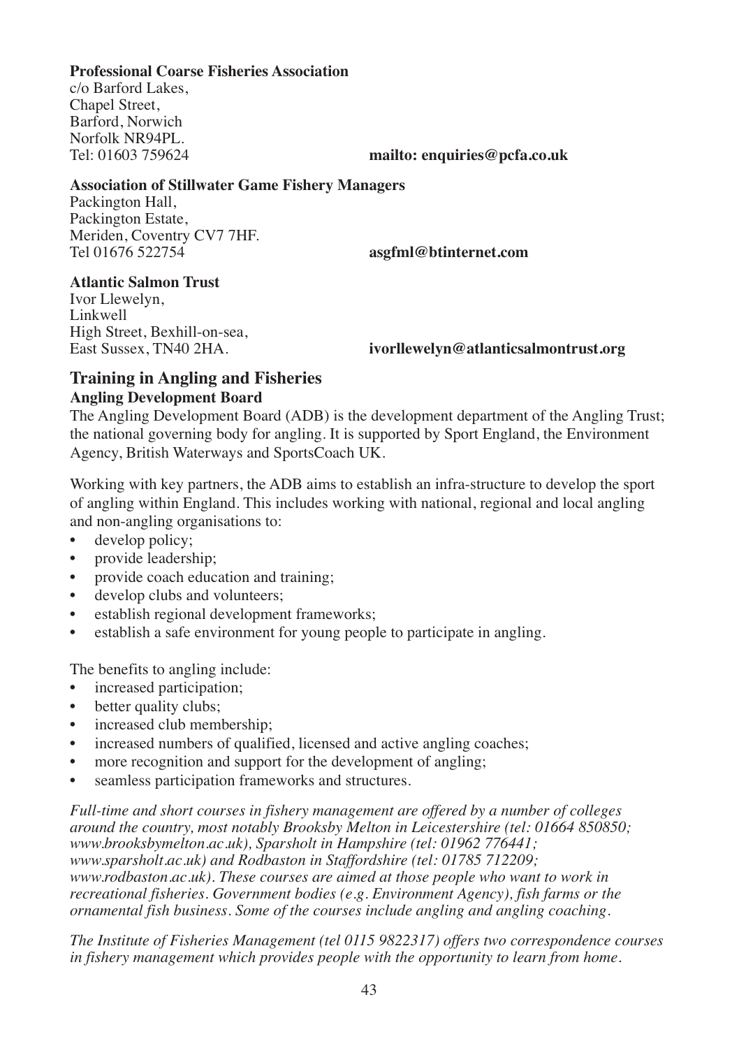**Professional Coarse Fisheries Association**
c/o Barford Lakes,
Chapel Street,
Barford, Norwich
Norfolk NR94PL.
Tel: 01603 759624 **mailto: enquiries@pcfa.co.uk**

**Association of Stillwater Game Fishery Managers**
Packington Hall,
Packington Estate,
Meriden, Coventry CV7 7HF.
Tel 01676 522754 **asgfml@btinternet.com**

**Atlantic Salmon Trust**
Ivor Llewelyn,
Linkwell
High Street, Bexhill-on-sea,
East Sussex, TN40 2HA. **ivorllewelyn@atlanticsalmontrust.org**

## Training in Angling and Fisheries

### Angling Development Board

The Angling Development Board (ADB) is the development department of the Angling Trust; the national governing body for angling. It is supported by Sport England, the Environment Agency, British Waterways and SportsCoach UK.

Working with key partners, the ADB aims to establish an infra-structure to develop the sport of angling within England. This includes working with national, regional and local angling and non-angling organisations to:

- develop policy;
- provide leadership;
- provide coach education and training;
- develop clubs and volunteers;
- establish regional development frameworks;
- establish a safe environment for young people to participate in angling.

The benefits to angling include:

- increased participation;
- better quality clubs;
- increased club membership;
- increased numbers of qualified, licensed and active angling coaches;
- more recognition and support for the development of angling;
- seamless participation frameworks and structures.

*Full-time and short courses in fishery management are offered by a number of colleges around the country, most notably Brooksby Melton in Leicestershire (tel: 01664 850850; www.brooksbymelton.ac.uk), Sparsholt in Hampshire (tel: 01962 776441; www.sparsholt.ac.uk) and Rodbaston in Staffordshire (tel: 01785 712209; www.rodbaston.ac.uk). These courses are aimed at those people who want to work in recreational fisheries. Government bodies (e.g. Environment Agency), fish farms or the ornamental fish business. Some of the courses include angling and angling coaching.*

*The Institute of Fisheries Management (tel 0115 9822317) offers two correspondence courses in fishery management which provides people with the opportunity to learn from home.*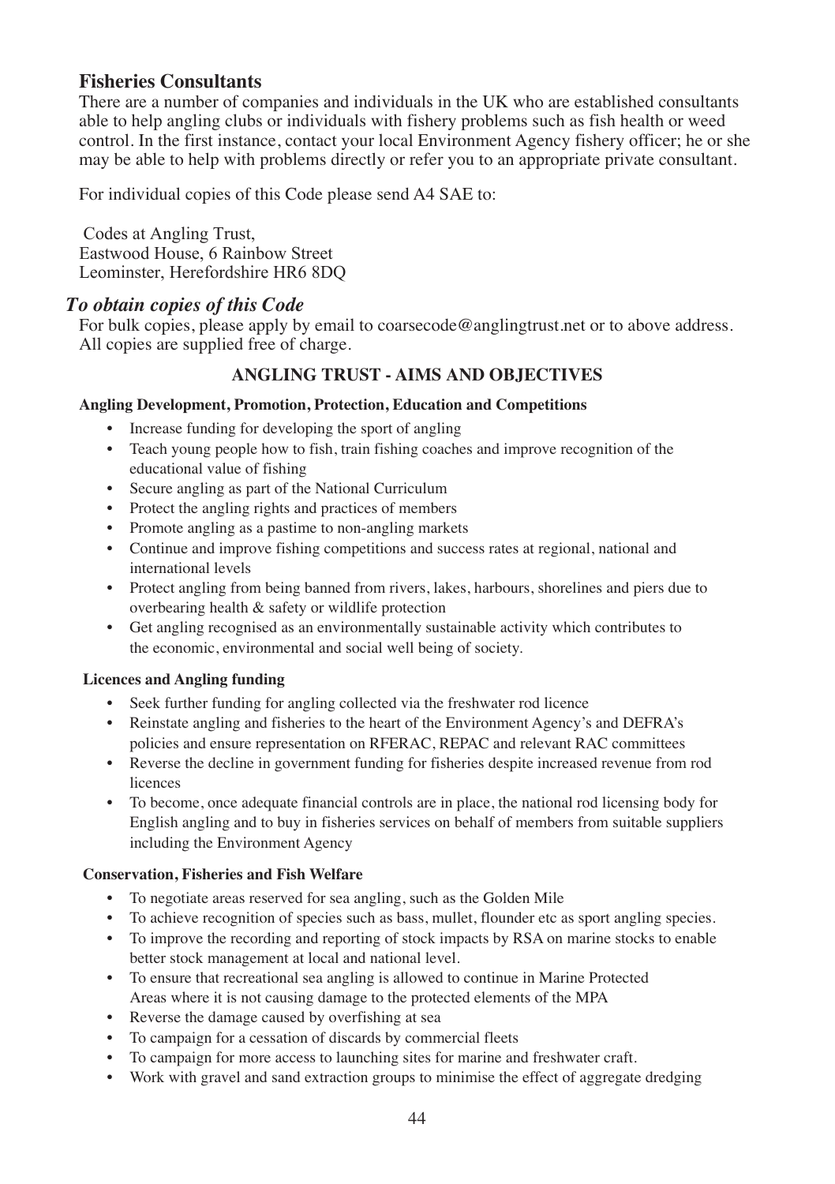## Fisheries Consultants

There are a number of companies and individuals in the UK who are established consultants able to help angling clubs or individuals with fishery problems such as fish health or weed control. In the first instance, contact your local Environment Agency fishery officer; he or she may be able to help with problems directly or refer you to an appropriate private consultant.

For individual copies of this Code please send A4 SAE to:

Codes at Angling Trust,
Eastwood House, 6 Rainbow Street
Leominster, Herefordshire HR6 8DQ

## *To obtain copies of this Code*

For bulk copies, please apply by email to coarsecode@anglingtrust.net or to above address. All copies are supplied free of charge.

### ANGLING TRUST - AIMS AND OBJECTIVES

**Angling Development, Promotion, Protection, Education and Competitions**

- Increase funding for developing the sport of angling
- Teach young people how to fish, train fishing coaches and improve recognition of the educational value of fishing
- Secure angling as part of the National Curriculum
- Protect the angling rights and practices of members
- Promote angling as a pastime to non-angling markets
- Continue and improve fishing competitions and success rates at regional, national and international levels
- Protect angling from being banned from rivers, lakes, harbours, shorelines and piers due to overbearing health & safety or wildlife protection
- Get angling recognised as an environmentally sustainable activity which contributes to the economic, environmental and social well being of society.

**Licences and Angling funding**

- Seek further funding for angling collected via the freshwater rod licence
- Reinstate angling and fisheries to the heart of the Environment Agency's and DEFRA's policies and ensure representation on RFERAC, REPAC and relevant RAC committees
- Reverse the decline in government funding for fisheries despite increased revenue from rod licences
- To become, once adequate financial controls are in place, the national rod licensing body for English angling and to buy in fisheries services on behalf of members from suitable suppliers including the Environment Agency

**Conservation, Fisheries and Fish Welfare**

- To negotiate areas reserved for sea angling, such as the Golden Mile
- To achieve recognition of species such as bass, mullet, flounder etc as sport angling species.
- To improve the recording and reporting of stock impacts by RSA on marine stocks to enable better stock management at local and national level.
- To ensure that recreational sea angling is allowed to continue in Marine Protected Areas where it is not causing damage to the protected elements of the MPA
- Reverse the damage caused by overfishing at sea
- To campaign for a cessation of discards by commercial fleets
- To campaign for more access to launching sites for marine and freshwater craft.
- Work with gravel and sand extraction groups to minimise the effect of aggregate dredging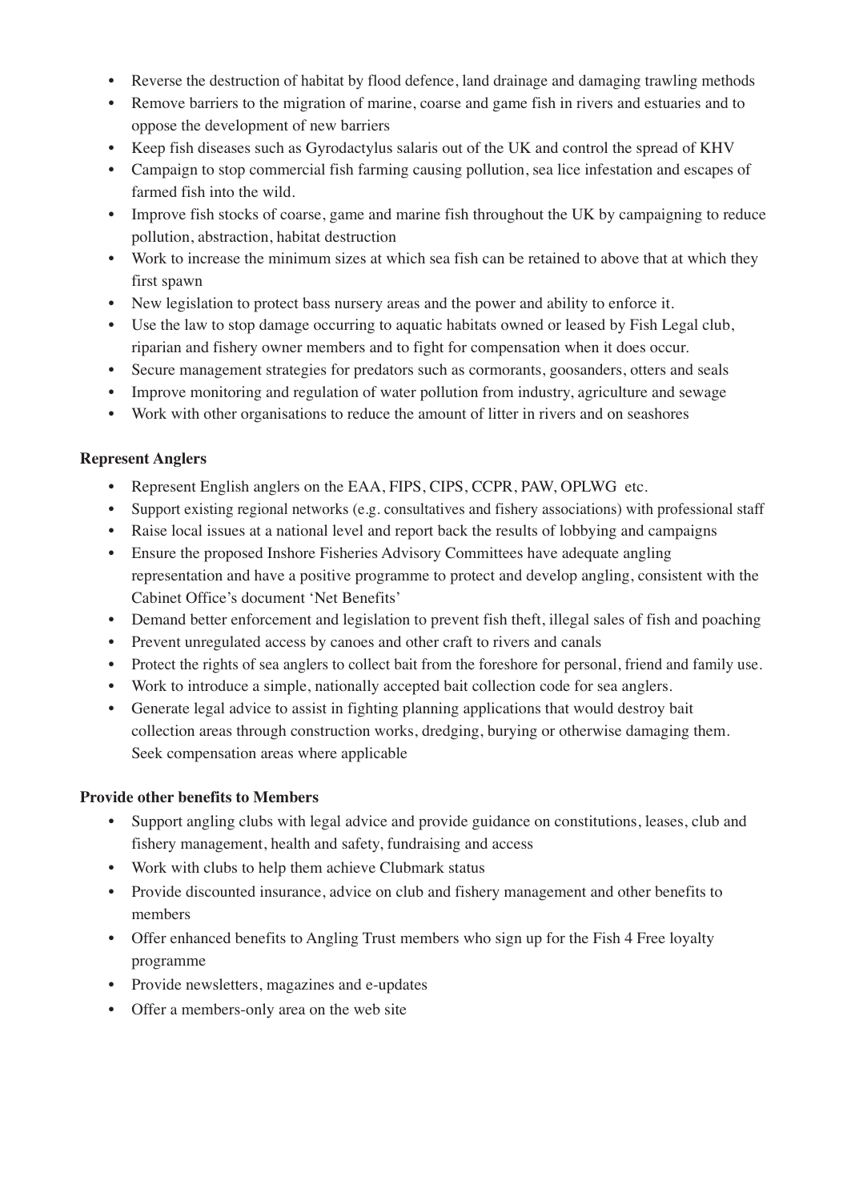- Reverse the destruction of habitat by flood defence, land drainage and damaging trawling methods
- Remove barriers to the migration of marine, coarse and game fish in rivers and estuaries and to oppose the development of new barriers
- Keep fish diseases such as Gyrodactylus salaris out of the UK and control the spread of KHV
- Campaign to stop commercial fish farming causing pollution, sea lice infestation and escapes of farmed fish into the wild.
- Improve fish stocks of coarse, game and marine fish throughout the UK by campaigning to reduce pollution, abstraction, habitat destruction
- Work to increase the minimum sizes at which sea fish can be retained to above that at which they first spawn
- New legislation to protect bass nursery areas and the power and ability to enforce it.
- Use the law to stop damage occurring to aquatic habitats owned or leased by Fish Legal club, riparian and fishery owner members and to fight for compensation when it does occur.
- Secure management strategies for predators such as cormorants, goosanders, otters and seals
- Improve monitoring and regulation of water pollution from industry, agriculture and sewage
- Work with other organisations to reduce the amount of litter in rivers and on seashores

**Represent Anglers**

- Represent English anglers on the EAA, FIPS, CIPS, CCPR, PAW, OPLWG etc.
- Support existing regional networks (e.g. consultatives and fishery associations) with professional staff
- Raise local issues at a national level and report back the results of lobbying and campaigns
- Ensure the proposed Inshore Fisheries Advisory Committees have adequate angling representation and have a positive programme to protect and develop angling, consistent with the Cabinet Office's document 'Net Benefits'
- Demand better enforcement and legislation to prevent fish theft, illegal sales of fish and poaching
- Prevent unregulated access by canoes and other craft to rivers and canals
- Protect the rights of sea anglers to collect bait from the foreshore for personal, friend and family use.
- Work to introduce a simple, nationally accepted bait collection code for sea anglers.
- Generate legal advice to assist in fighting planning applications that would destroy bait collection areas through construction works, dredging, burying or otherwise damaging them. Seek compensation areas where applicable

**Provide other benefits to Members**

- Support angling clubs with legal advice and provide guidance on constitutions, leases, club and fishery management, health and safety, fundraising and access
- Work with clubs to help them achieve Clubmark status
- Provide discounted insurance, advice on club and fishery management and other benefits to members
- Offer enhanced benefits to Angling Trust members who sign up for the Fish 4 Free loyalty programme
- Provide newsletters, magazines and e-updates
- Offer a members-only area on the web site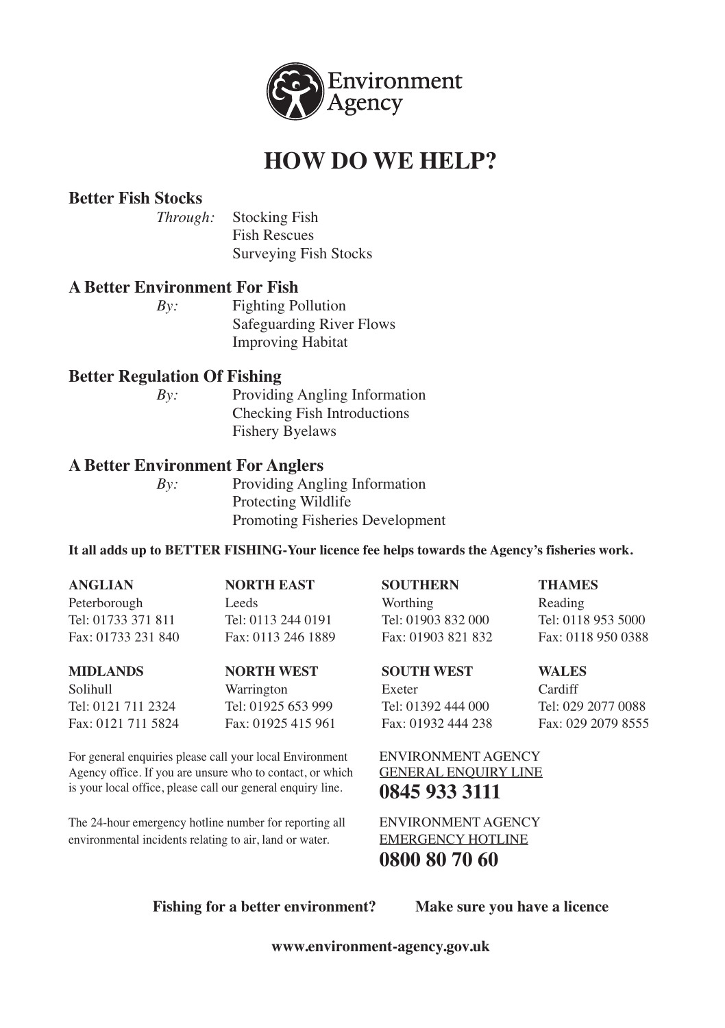Environment Agency

# HOW DO WE HELP?

## Better Fish Stocks

*Through:* Stocking Fish
Fish Rescues
Surveying Fish Stocks

## A Better Environment For Fish

*By:* Fighting Pollution
Safeguarding River Flows
Improving Habitat

## Better Regulation Of Fishing

*By:* Providing Angling Information
Checking Fish Introductions
Fishery Byelaws

## A Better Environment For Anglers

*By:* Providing Angling Information
Protecting Wildlife
Promoting Fisheries Development

**It all adds up to BETTER FISHING-Your licence fee helps towards the Agency's fisheries work.**

| | | | |
|---|---|---|---|
| **ANGLIAN** | **NORTH EAST** | **SOUTHERN** | **THAMES** |
| Peterborough | Leeds | Worthing | Reading |
| Tel: 01733 371 811 | Tel: 0113 244 0191 | Tel: 01903 832 000 | Tel: 0118 953 5000 |
| Fax: 01733 231 840 | Fax: 0113 246 1889 | Fax: 01903 821 832 | Fax: 0118 950 0388 |
| **MIDLANDS** | **NORTH WEST** | **SOUTH WEST** | **WALES** |
| Solihull | Warrington | Exeter | Cardiff |
| Tel: 0121 711 2324 | Tel: 01925 653 999 | Tel: 01392 444 000 | Tel: 029 2077 0088 |
| Fax: 0121 711 5824 | Fax: 01925 415 961 | Fax: 01932 444 238 | Fax: 029 2079 8555 |

For general enquiries please call your local Environment Agency office. If you are unsure who to contact, or which is your local office, please call our general enquiry line.

ENVIRONMENT AGENCY
GENERAL ENQUIRY LINE
**0845 933 3111**

The 24-hour emergency hotline number for reporting all environmental incidents relating to air, land or water.

ENVIRONMENT AGENCY
EMERGENCY HOTLINE
**0800 80 70 60**

**Fishing for a better environment? Make sure you have a licence**

**www.environment-agency.gov.uk**